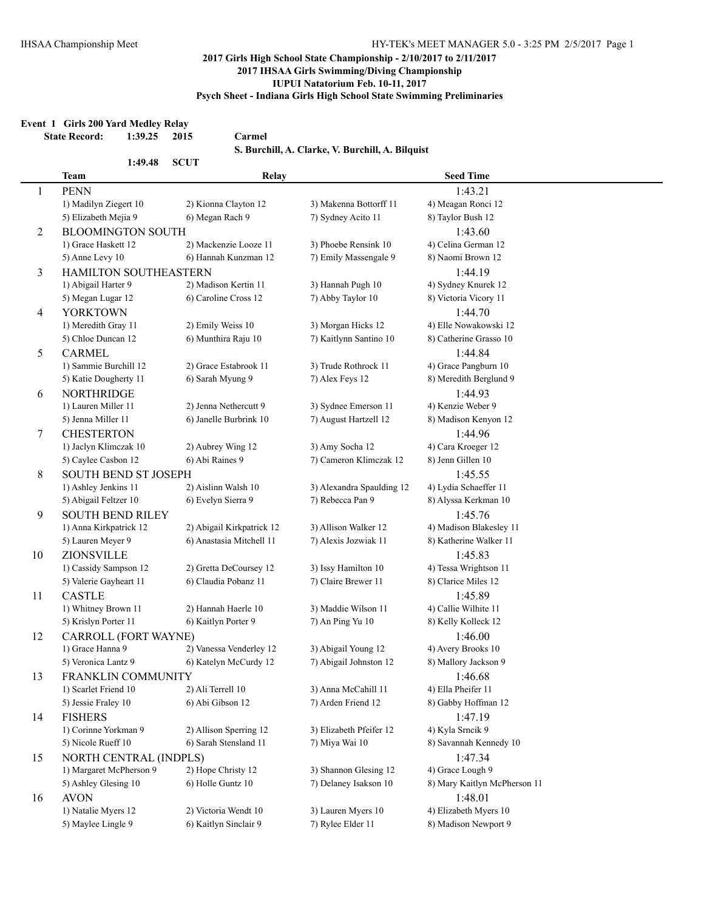**2017 Girls High School State Championship - 2/10/2017 to 2/11/2017**
**2017 IHSAA Girls Swimming/Diving Championship**
**IUPUI Natatorium Feb. 10-11, 2017**
**Psych Sheet - Indiana Girls High School State Swimming Preliminaries**

## Event 1 Girls 200 Yard Medley Relay

**State Record: 1:39.25 2015 Carmel**
**S. Burchill, A. Clarke, V. Burchill, A. Bilquist**
**1:49.48 SCUT**

| | Team | Relay | | Seed Time |
|---|---|---|---|---|
| 1 | PENN | | | 1:43.21 |
| | 1) Madilyn Ziegert 10 | 2) Kionna Clayton 12 | 3) Makenna Bottorff 11 | 4) Meagan Ronci 12 |
| | 5) Elizabeth Mejia 9 | 6) Megan Rach 9 | 7) Sydney Acito 11 | 8) Taylor Bush 12 |
| 2 | BLOOMINGTON SOUTH | | | 1:43.60 |
| | 1) Grace Haskett 12 | 2) Mackenzie Looze 11 | 3) Phoebe Rensink 10 | 4) Celina German 12 |
| | 5) Anne Levy 10 | 6) Hannah Kunzman 12 | 7) Emily Massengale 9 | 8) Naomi Brown 12 |
| 3 | HAMILTON SOUTHEASTERN | | | 1:44.19 |
| | 1) Abigail Harter 9 | 2) Madison Kertin 11 | 3) Hannah Pugh 10 | 4) Sydney Knurek 12 |
| | 5) Megan Lugar 12 | 6) Caroline Cross 12 | 7) Abby Taylor 10 | 8) Victoria Vicory 11 |
| 4 | YORKTOWN | | | 1:44.70 |
| | 1) Meredith Gray 11 | 2) Emily Weiss 10 | 3) Morgan Hicks 12 | 4) Elle Nowakowski 12 |
| | 5) Chloe Duncan 12 | 6) Munthira Raju 10 | 7) Kaitlynn Santino 10 | 8) Catherine Grasso 10 |
| 5 | CARMEL | | | 1:44.84 |
| | 1) Sammie Burchill 12 | 2) Grace Estabrook 11 | 3) Trude Rothrock 11 | 4) Grace Pangburn 10 |
| | 5) Katie Dougherty 11 | 6) Sarah Myung 9 | 7) Alex Feys 12 | 8) Meredith Berglund 9 |
| 6 | NORTHRIDGE | | | 1:44.93 |
| | 1) Lauren Miller 11 | 2) Jenna Nethercutt 9 | 3) Sydnee Emerson 11 | 4) Kenzie Weber 9 |
| | 5) Jenna Miller 11 | 6) Janelle Burbrink 10 | 7) August Hartzell 12 | 8) Madison Kenyon 12 |
| 7 | CHESTERTON | | | 1:44.96 |
| | 1) Jaclyn Klimczak 10 | 2) Aubrey Wing 12 | 3) Amy Socha 12 | 4) Cara Kroeger 12 |
| | 5) Caylee Casbon 12 | 6) Abi Raines 9 | 7) Cameron Klimczak 12 | 8) Jenn Gillen 10 |
| 8 | SOUTH BEND ST JOSEPH | | | 1:45.55 |
| | 1) Ashley Jenkins 11 | 2) Aislinn Walsh 10 | 3) Alexandra Spaulding 12 | 4) Lydia Schaeffer 11 |
| | 5) Abigail Feltzer 10 | 6) Evelyn Sierra 9 | 7) Rebecca Pan 9 | 8) Alyssa Kerkman 10 |
| 9 | SOUTH BEND RILEY | | | 1:45.76 |
| | 1) Anna Kirkpatrick 12 | 2) Abigail Kirkpatrick 12 | 3) Allison Walker 12 | 4) Madison Blakesley 11 |
| | 5) Lauren Meyer 9 | 6) Anastasia Mitchell 11 | 7) Alexis Jozwiak 11 | 8) Katherine Walker 11 |
| 10 | ZIONSVILLE | | | 1:45.83 |
| | 1) Cassidy Sampson 12 | 2) Gretta DeCoursey 12 | 3) Issy Hamilton 10 | 4) Tessa Wrightson 11 |
| | 5) Valerie Gayheart 11 | 6) Claudia Pobanz 11 | 7) Claire Brewer 11 | 8) Clarice Miles 12 |
| 11 | CASTLE | | | 1:45.89 |
| | 1) Whitney Brown 11 | 2) Hannah Haerle 10 | 3) Maddie Wilson 11 | 4) Callie Wilhite 11 |
| | 5) Krislyn Porter 11 | 6) Kaitlyn Porter 9 | 7) An Ping Yu 10 | 8) Kelly Kolleck 12 |
| 12 | CARROLL (FORT WAYNE) | | | 1:46.00 |
| | 1) Grace Hanna 9 | 2) Vanessa Venderley 12 | 3) Abigail Young 12 | 4) Avery Brooks 10 |
| | 5) Veronica Lantz 9 | 6) Katelyn McCurdy 12 | 7) Abigail Johnston 12 | 8) Mallory Jackson 9 |
| 13 | FRANKLIN COMMUNITY | | | 1:46.68 |
| | 1) Scarlet Friend 10 | 2) Ali Terrell 10 | 3) Anna McCahill 11 | 4) Ella Pheifer 11 |
| | 5) Jessie Fraley 10 | 6) Abi Gibson 12 | 7) Arden Friend 12 | 8) Gabby Hoffman 12 |
| 14 | FISHERS | | | 1:47.19 |
| | 1) Corinne Yorkman 9 | 2) Allison Sperring 12 | 3) Elizabeth Pfeifer 12 | 4) Kyla Srncik 9 |
| | 5) Nicole Rueff 10 | 6) Sarah Stensland 11 | 7) Miya Wai 10 | 8) Savannah Kennedy 10 |
| 15 | NORTH CENTRAL (INDPLS) | | | 1:47.34 |
| | 1) Margaret McPherson 9 | 2) Hope Christy 12 | 3) Shannon Glesing 12 | 4) Grace Lough 9 |
| | 5) Ashley Glesing 10 | 6) Holle Guntz 10 | 7) Delaney Isakson 10 | 8) Mary Kaitlyn McPherson 11 |
| 16 | AVON | | | 1:48.01 |
| | 1) Natalie Myers 12 | 2) Victoria Wendt 10 | 3) Lauren Myers 10 | 4) Elizabeth Myers 10 |
| | 5) Maylee Lingle 9 | 6) Kaitlyn Sinclair 9 | 7) Rylee Elder 11 | 8) Madison Newport 9 |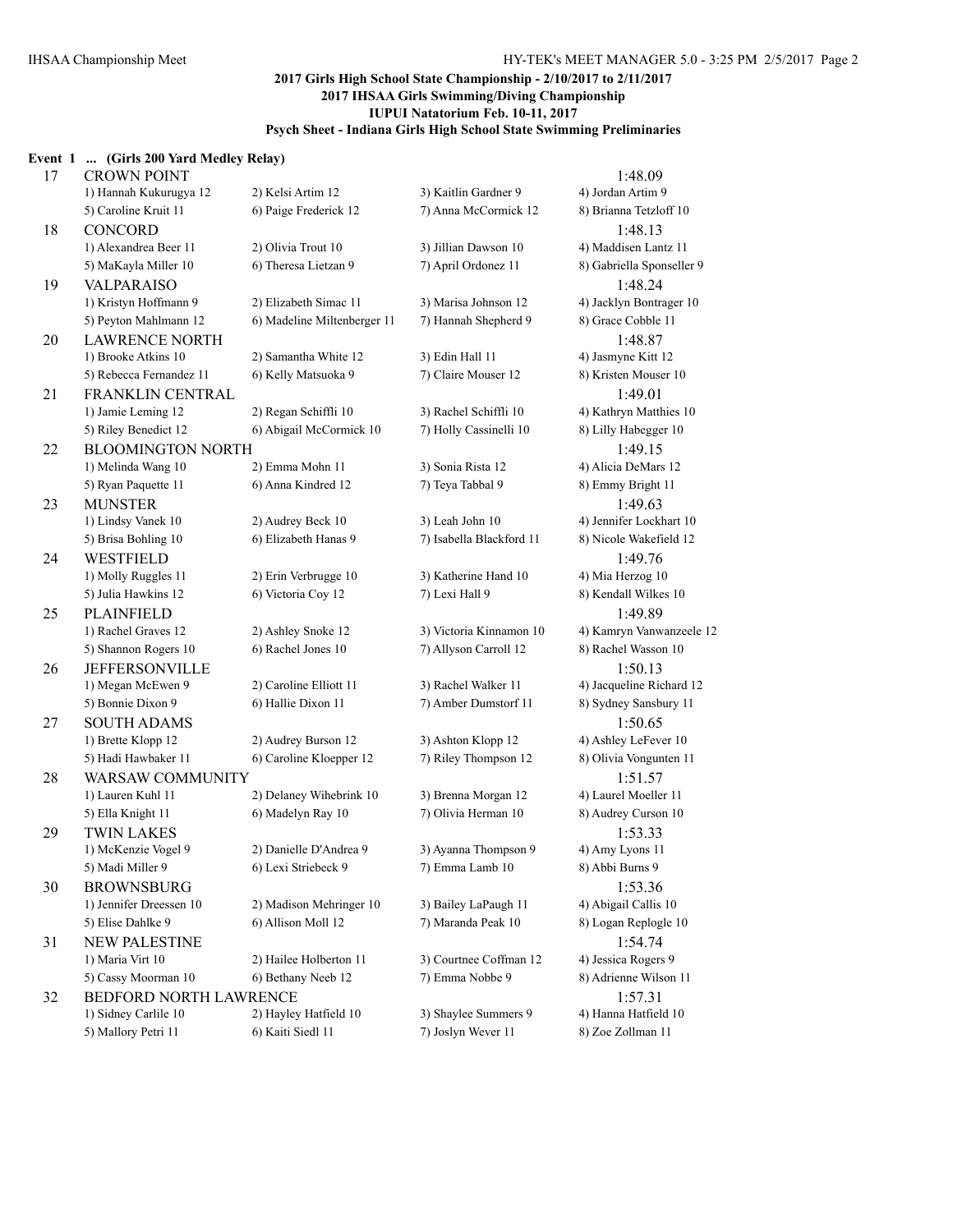**2017 Girls High School State Championship - 2/10/2017 to 2/11/2017**
**2017 IHSAA Girls Swimming/Diving Championship**
**IUPUI Natatorium Feb. 10-11, 2017**
**Psych Sheet - Indiana Girls High School State Swimming Preliminaries**

**Event 1 ... (Girls 200 Yard Medley Relay)**

| | Team | | | Seed |
|---|---|---|---|---|
| 17 | CROWN POINT | | | 1:48.09 |
| | 1) Hannah Kukurugya 12 | 2) Kelsi Artim 12 | 3) Kaitlin Gardner 9 | 4) Jordan Artim 9 |
| | 5) Caroline Kruit 11 | 6) Paige Frederick 12 | 7) Anna McCormick 12 | 8) Brianna Tetzloff 10 |
| 18 | CONCORD | | | 1:48.13 |
| | 1) Alexandrea Beer 11 | 2) Olivia Trout 10 | 3) Jillian Dawson 10 | 4) Maddisen Lantz 11 |
| | 5) MaKayla Miller 10 | 6) Theresa Lietzan 9 | 7) April Ordonez 11 | 8) Gabriella Sponseller 9 |
| 19 | VALPARAISO | | | 1:48.24 |
| | 1) Kristyn Hoffmann 9 | 2) Elizabeth Simac 11 | 3) Marisa Johnson 12 | 4) Jacklyn Bontrager 10 |
| | 5) Peyton Mahlmann 12 | 6) Madeline Miltenberger 11 | 7) Hannah Shepherd 9 | 8) Grace Cobble 11 |
| 20 | LAWRENCE NORTH | | | 1:48.87 |
| | 1) Brooke Atkins 10 | 2) Samantha White 12 | 3) Edin Hall 11 | 4) Jasmyne Kitt 12 |
| | 5) Rebecca Fernandez 11 | 6) Kelly Matsuoka 9 | 7) Claire Mouser 12 | 8) Kristen Mouser 10 |
| 21 | FRANKLIN CENTRAL | | | 1:49.01 |
| | 1) Jamie Leming 12 | 2) Regan Schiffli 10 | 3) Rachel Schiffli 10 | 4) Kathryn Matthies 10 |
| | 5) Riley Benedict 12 | 6) Abigail McCormick 10 | 7) Holly Cassinelli 10 | 8) Lilly Habegger 10 |
| 22 | BLOOMINGTON NORTH | | | 1:49.15 |
| | 1) Melinda Wang 10 | 2) Emma Mohn 11 | 3) Sonia Rista 12 | 4) Alicia DeMars 12 |
| | 5) Ryan Paquette 11 | 6) Anna Kindred 12 | 7) Teya Tabbal 9 | 8) Emmy Bright 11 |
| 23 | MUNSTER | | | 1:49.63 |
| | 1) Lindsy Vanek 10 | 2) Audrey Beck 10 | 3) Leah John 10 | 4) Jennifer Lockhart 10 |
| | 5) Brisa Bohling 10 | 6) Elizabeth Hanas 9 | 7) Isabella Blackford 11 | 8) Nicole Wakefield 12 |
| 24 | WESTFIELD | | | 1:49.76 |
| | 1) Molly Ruggles 11 | 2) Erin Verbrugge 10 | 3) Katherine Hand 10 | 4) Mia Herzog 10 |
| | 5) Julia Hawkins 12 | 6) Victoria Coy 12 | 7) Lexi Hall 9 | 8) Kendall Wilkes 10 |
| 25 | PLAINFIELD | | | 1:49.89 |
| | 1) Rachel Graves 12 | 2) Ashley Snoke 12 | 3) Victoria Kinnamon 10 | 4) Kamryn Vanwanzeele 12 |
| | 5) Shannon Rogers 10 | 6) Rachel Jones 10 | 7) Allyson Carroll 12 | 8) Rachel Wasson 10 |
| 26 | JEFFERSONVILLE | | | 1:50.13 |
| | 1) Megan McEwen 9 | 2) Caroline Elliott 11 | 3) Rachel Walker 11 | 4) Jacqueline Richard 12 |
| | 5) Bonnie Dixon 9 | 6) Hallie Dixon 11 | 7) Amber Dumstorf 11 | 8) Sydney Sansbury 11 |
| 27 | SOUTH ADAMS | | | 1:50.65 |
| | 1) Brette Klopp 12 | 2) Audrey Burson 12 | 3) Ashton Klopp 12 | 4) Ashley LeFever 10 |
| | 5) Hadi Hawbaker 11 | 6) Caroline Kloepper 12 | 7) Riley Thompson 12 | 8) Olivia Vongunten 11 |
| 28 | WARSAW COMMUNITY | | | 1:51.57 |
| | 1) Lauren Kuhl 11 | 2) Delaney Wihebrink 10 | 3) Brenna Morgan 12 | 4) Laurel Moeller 11 |
| | 5) Ella Knight 11 | 6) Madelyn Ray 10 | 7) Olivia Herman 10 | 8) Audrey Curson 10 |
| 29 | TWIN LAKES | | | 1:53.33 |
| | 1) McKenzie Vogel 9 | 2) Danielle D'Andrea 9 | 3) Ayanna Thompson 9 | 4) Amy Lyons 11 |
| | 5) Madi Miller 9 | 6) Lexi Striebeck 9 | 7) Emma Lamb 10 | 8) Abbi Burns 9 |
| 30 | BROWNSBURG | | | 1:53.36 |
| | 1) Jennifer Dreessen 10 | 2) Madison Mehringer 10 | 3) Bailey LaPaugh 11 | 4) Abigail Callis 10 |
| | 5) Elise Dahlke 9 | 6) Allison Moll 12 | 7) Maranda Peak 10 | 8) Logan Replogle 10 |
| 31 | NEW PALESTINE | | | 1:54.74 |
| | 1) Maria Virt 10 | 2) Hailee Holberton 11 | 3) Courtnee Coffman 12 | 4) Jessica Rogers 9 |
| | 5) Cassy Moorman 10 | 6) Bethany Neeb 12 | 7) Emma Nobbe 9 | 8) Adrienne Wilson 11 |
| 32 | BEDFORD NORTH LAWRENCE | | | 1:57.31 |
| | 1) Sidney Carlile 10 | 2) Hayley Hatfield 10 | 3) Shaylee Summers 9 | 4) Hanna Hatfield 10 |
| | 5) Mallory Petri 11 | 6) Kaiti Siedl 11 | 7) Joslyn Wever 11 | 8) Zoe Zollman 11 |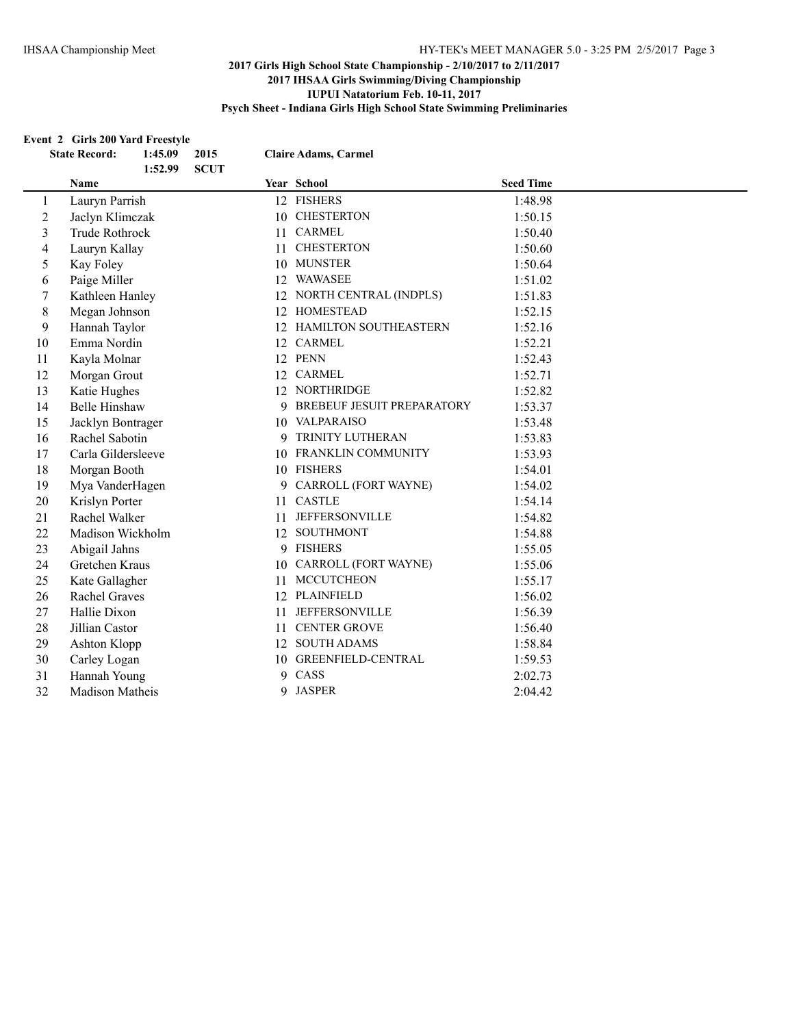## 2017 Girls High School State Championship - 2/10/2017 to 2/11/2017
## 2017 IHSAA Girls Swimming/Diving Championship
### IUPUI Natatorium Feb. 10-11, 2017
### Psych Sheet - Indiana Girls High School State Swimming Preliminaries

**Event 2 Girls 200 Yard Freestyle**

**State Record:** 1:45.09 2015 **Claire Adams, Carmel**

1:52.99 **SCUT**

| | Name | Year | School | Seed Time |
|---|---|---|---|---|
| 1 | Lauryn Parrish | 12 | FISHERS | 1:48.98 |
| 2 | Jaclyn Klimczak | 10 | CHESTERTON | 1:50.15 |
| 3 | Trude Rothrock | 11 | CARMEL | 1:50.40 |
| 4 | Lauryn Kallay | 11 | CHESTERTON | 1:50.60 |
| 5 | Kay Foley | 10 | MUNSTER | 1:50.64 |
| 6 | Paige Miller | 12 | WAWASEE | 1:51.02 |
| 7 | Kathleen Hanley | 12 | NORTH CENTRAL (INDPLS) | 1:51.83 |
| 8 | Megan Johnson | 12 | HOMESTEAD | 1:52.15 |
| 9 | Hannah Taylor | 12 | HAMILTON SOUTHEASTERN | 1:52.16 |
| 10 | Emma Nordin | 12 | CARMEL | 1:52.21 |
| 11 | Kayla Molnar | 12 | PENN | 1:52.43 |
| 12 | Morgan Grout | 12 | CARMEL | 1:52.71 |
| 13 | Katie Hughes | 12 | NORTHRIDGE | 1:52.82 |
| 14 | Belle Hinshaw | 9 | BREBEUF JESUIT PREPARATORY | 1:53.37 |
| 15 | Jacklyn Bontrager | 10 | VALPARAISO | 1:53.48 |
| 16 | Rachel Sabotin | 9 | TRINITY LUTHERAN | 1:53.83 |
| 17 | Carla Gildersleeve | 10 | FRANKLIN COMMUNITY | 1:53.93 |
| 18 | Morgan Booth | 10 | FISHERS | 1:54.01 |
| 19 | Mya VanderHagen | 9 | CARROLL (FORT WAYNE) | 1:54.02 |
| 20 | Krislyn Porter | 11 | CASTLE | 1:54.14 |
| 21 | Rachel Walker | 11 | JEFFERSONVILLE | 1:54.82 |
| 22 | Madison Wickholm | 12 | SOUTHMONT | 1:54.88 |
| 23 | Abigail Jahns | 9 | FISHERS | 1:55.05 |
| 24 | Gretchen Kraus | 10 | CARROLL (FORT WAYNE) | 1:55.06 |
| 25 | Kate Gallagher | 11 | MCCUTCHEON | 1:55.17 |
| 26 | Rachel Graves | 12 | PLAINFIELD | 1:56.02 |
| 27 | Hallie Dixon | 11 | JEFFERSONVILLE | 1:56.39 |
| 28 | Jillian Castor | 11 | CENTER GROVE | 1:56.40 |
| 29 | Ashton Klopp | 12 | SOUTH ADAMS | 1:58.84 |
| 30 | Carley Logan | 10 | GREENFIELD-CENTRAL | 1:59.53 |
| 31 | Hannah Young | 9 | CASS | 2:02.73 |
| 32 | Madison Matheis | 9 | JASPER | 2:04.42 |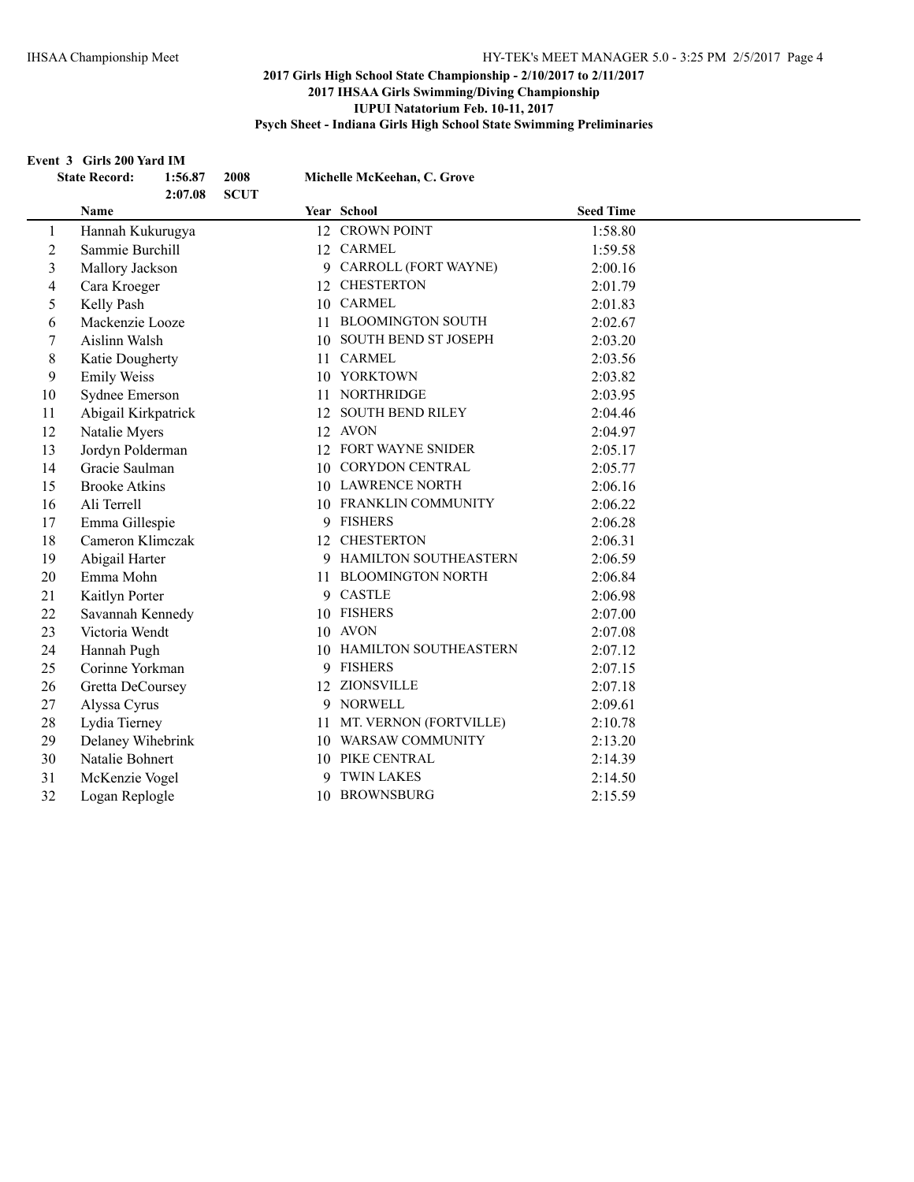**2017 Girls High School State Championship - 2/10/2017 to 2/11/2017**
**2017 IHSAA Girls Swimming/Diving Championship**
**IUPUI Natatorium Feb. 10-11, 2017**
**Psych Sheet - Indiana Girls High School State Swimming Preliminaries**

### Event 3 Girls 200 Yard IM

| **State Record:** | **1:56.87** | **2008** | **Michelle McKeehan, C. Grove** |
|---|---|---|---|
| | **2:07.08** | **SCUT** | |

| | Name | Year | School | Seed Time |
|---|---|---|---|---|
| 1 | Hannah Kukurugya | 12 | CROWN POINT | 1:58.80 |
| 2 | Sammie Burchill | 12 | CARMEL | 1:59.58 |
| 3 | Mallory Jackson | 9 | CARROLL (FORT WAYNE) | 2:00.16 |
| 4 | Cara Kroeger | 12 | CHESTERTON | 2:01.79 |
| 5 | Kelly Pash | 10 | CARMEL | 2:01.83 |
| 6 | Mackenzie Looze | 11 | BLOOMINGTON SOUTH | 2:02.67 |
| 7 | Aislinn Walsh | 10 | SOUTH BEND ST JOSEPH | 2:03.20 |
| 8 | Katie Dougherty | 11 | CARMEL | 2:03.56 |
| 9 | Emily Weiss | 10 | YORKTOWN | 2:03.82 |
| 10 | Sydnee Emerson | 11 | NORTHRIDGE | 2:03.95 |
| 11 | Abigail Kirkpatrick | 12 | SOUTH BEND RILEY | 2:04.46 |
| 12 | Natalie Myers | 12 | AVON | 2:04.97 |
| 13 | Jordyn Polderman | 12 | FORT WAYNE SNIDER | 2:05.17 |
| 14 | Gracie Saulman | 10 | CORYDON CENTRAL | 2:05.77 |
| 15 | Brooke Atkins | 10 | LAWRENCE NORTH | 2:06.16 |
| 16 | Ali Terrell | 10 | FRANKLIN COMMUNITY | 2:06.22 |
| 17 | Emma Gillespie | 9 | FISHERS | 2:06.28 |
| 18 | Cameron Klimczak | 12 | CHESTERTON | 2:06.31 |
| 19 | Abigail Harter | 9 | HAMILTON SOUTHEASTERN | 2:06.59 |
| 20 | Emma Mohn | 11 | BLOOMINGTON NORTH | 2:06.84 |
| 21 | Kaitlyn Porter | 9 | CASTLE | 2:06.98 |
| 22 | Savannah Kennedy | 10 | FISHERS | 2:07.00 |
| 23 | Victoria Wendt | 10 | AVON | 2:07.08 |
| 24 | Hannah Pugh | 10 | HAMILTON SOUTHEASTERN | 2:07.12 |
| 25 | Corinne Yorkman | 9 | FISHERS | 2:07.15 |
| 26 | Gretta DeCoursey | 12 | ZIONSVILLE | 2:07.18 |
| 27 | Alyssa Cyrus | 9 | NORWELL | 2:09.61 |
| 28 | Lydia Tierney | 11 | MT. VERNON (FORTVILLE) | 2:10.78 |
| 29 | Delaney Wihebrink | 10 | WARSAW COMMUNITY | 2:13.20 |
| 30 | Natalie Bohnert | 10 | PIKE CENTRAL | 2:14.39 |
| 31 | McKenzie Vogel | 9 | TWIN LAKES | 2:14.50 |
| 32 | Logan Replogle | 10 | BROWNSBURG | 2:15.59 |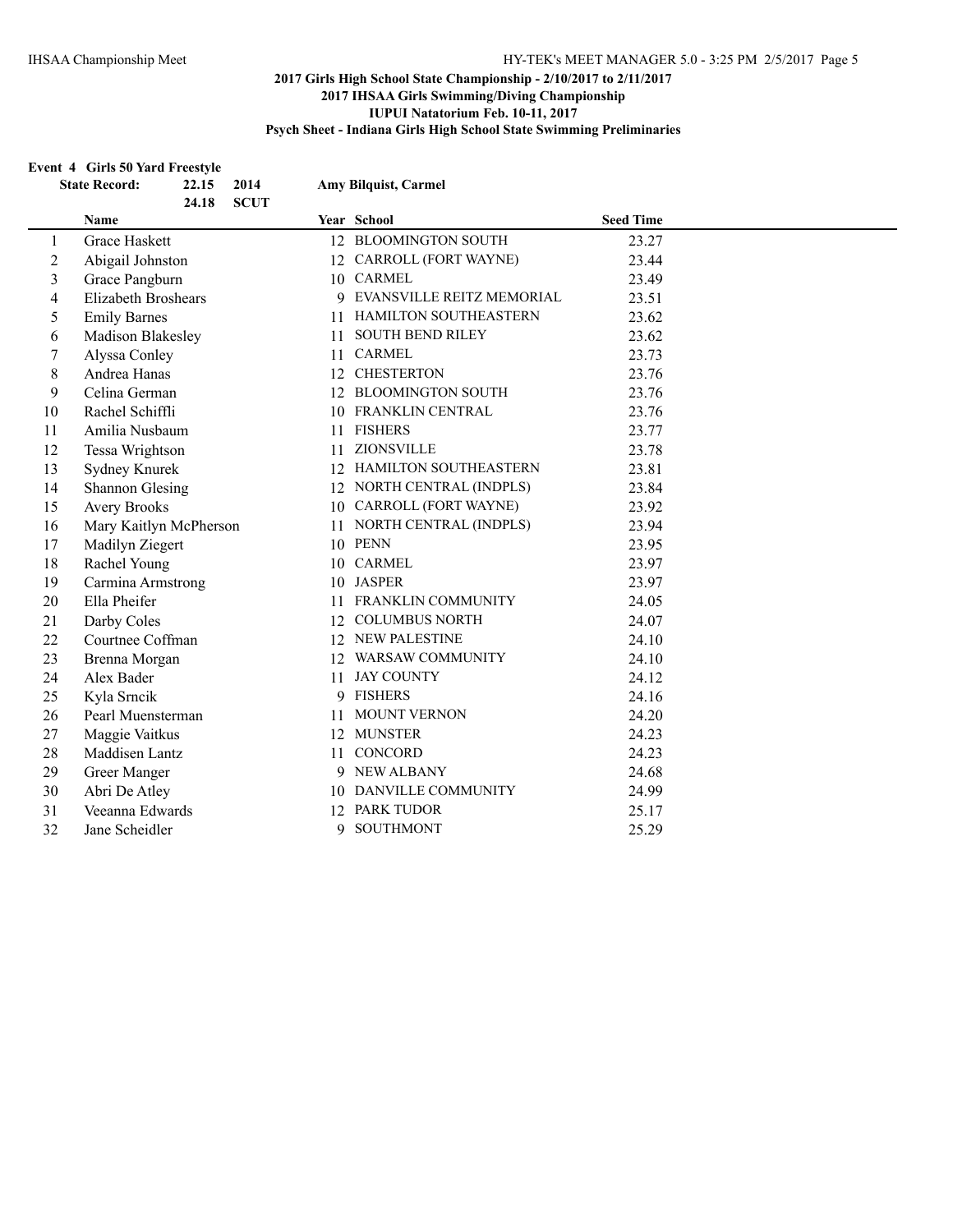## 2017 Girls High School State Championship - 2/10/2017 to 2/11/2017
## 2017 IHSAA Girls Swimming/Diving Championship
## IUPUI Natatorium Feb. 10-11, 2017
## Psych Sheet - Indiana Girls High School State Swimming Preliminaries

**Event 4 Girls 50 Yard Freestyle**

**State Record: 22.15 2014 Amy Bilquist, Carmel**

**24.18 SCUT**

| | Name | Year | School | Seed Time |
|---|---|---|---|---|
| 1 | Grace Haskett | 12 | BLOOMINGTON SOUTH | 23.27 |
| 2 | Abigail Johnston | 12 | CARROLL (FORT WAYNE) | 23.44 |
| 3 | Grace Pangburn | 10 | CARMEL | 23.49 |
| 4 | Elizabeth Broshears | 9 | EVANSVILLE REITZ MEMORIAL | 23.51 |
| 5 | Emily Barnes | 11 | HAMILTON SOUTHEASTERN | 23.62 |
| 6 | Madison Blakesley | 11 | SOUTH BEND RILEY | 23.62 |
| 7 | Alyssa Conley | 11 | CARMEL | 23.73 |
| 8 | Andrea Hanas | 12 | CHESTERTON | 23.76 |
| 9 | Celina German | 12 | BLOOMINGTON SOUTH | 23.76 |
| 10 | Rachel Schiffli | 10 | FRANKLIN CENTRAL | 23.76 |
| 11 | Amilia Nusbaum | 11 | FISHERS | 23.77 |
| 12 | Tessa Wrightson | 11 | ZIONSVILLE | 23.78 |
| 13 | Sydney Knurek | 12 | HAMILTON SOUTHEASTERN | 23.81 |
| 14 | Shannon Glesing | 12 | NORTH CENTRAL (INDPLS) | 23.84 |
| 15 | Avery Brooks | 10 | CARROLL (FORT WAYNE) | 23.92 |
| 16 | Mary Kaitlyn McPherson | 11 | NORTH CENTRAL (INDPLS) | 23.94 |
| 17 | Madilyn Ziegert | 10 | PENN | 23.95 |
| 18 | Rachel Young | 10 | CARMEL | 23.97 |
| 19 | Carmina Armstrong | 10 | JASPER | 23.97 |
| 20 | Ella Pheifer | 11 | FRANKLIN COMMUNITY | 24.05 |
| 21 | Darby Coles | 12 | COLUMBUS NORTH | 24.07 |
| 22 | Courtnee Coffman | 12 | NEW PALESTINE | 24.10 |
| 23 | Brenna Morgan | 12 | WARSAW COMMUNITY | 24.10 |
| 24 | Alex Bader | 11 | JAY COUNTY | 24.12 |
| 25 | Kyla Srncik | 9 | FISHERS | 24.16 |
| 26 | Pearl Muensterman | 11 | MOUNT VERNON | 24.20 |
| 27 | Maggie Vaitkus | 12 | MUNSTER | 24.23 |
| 28 | Maddisen Lantz | 11 | CONCORD | 24.23 |
| 29 | Greer Manger | 9 | NEW ALBANY | 24.68 |
| 30 | Abri De Atley | 10 | DANVILLE COMMUNITY | 24.99 |
| 31 | Veeanna Edwards | 12 | PARK TUDOR | 25.17 |
| 32 | Jane Scheidler | 9 | SOUTHMONT | 25.29 |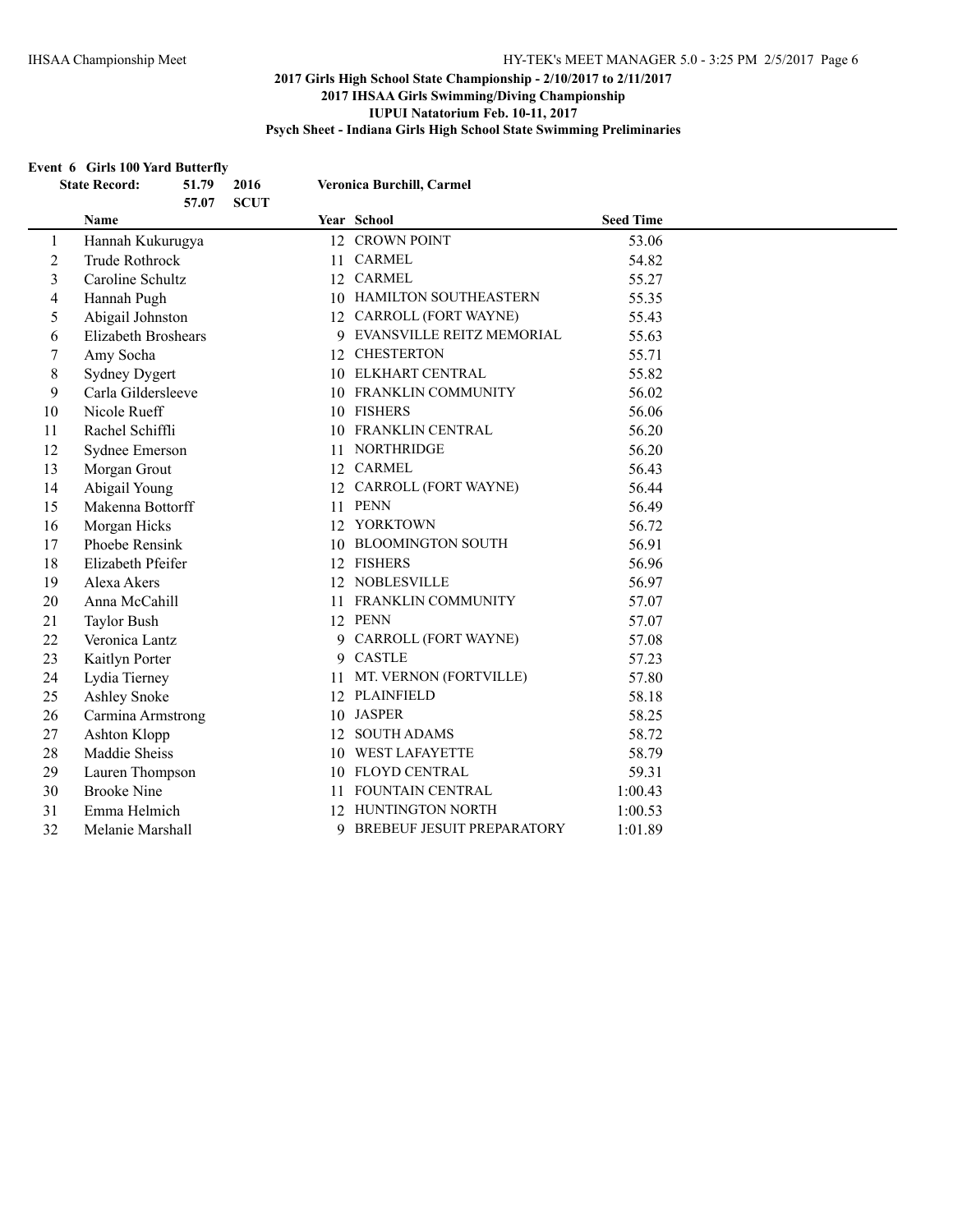**2017 Girls High School State Championship - 2/10/2017 to 2/11/2017**
**2017 IHSAA Girls Swimming/Diving Championship**
**IUPUI Natatorium Feb. 10-11, 2017**
**Psych Sheet - Indiana Girls High School State Swimming Preliminaries**

### Event 6 Girls 100 Yard Butterfly

**State Record:** 51.79 2016 Veronica Burchill, Carmel
57.07 SCUT

| | Name | Year | School | Seed Time |
|---|---|---|---|---|
| 1 | Hannah Kukurugya | 12 | CROWN POINT | 53.06 |
| 2 | Trude Rothrock | 11 | CARMEL | 54.82 |
| 3 | Caroline Schultz | 12 | CARMEL | 55.27 |
| 4 | Hannah Pugh | 10 | HAMILTON SOUTHEASTERN | 55.35 |
| 5 | Abigail Johnston | 12 | CARROLL (FORT WAYNE) | 55.43 |
| 6 | Elizabeth Broshears | 9 | EVANSVILLE REITZ MEMORIAL | 55.63 |
| 7 | Amy Socha | 12 | CHESTERTON | 55.71 |
| 8 | Sydney Dygert | 10 | ELKHART CENTRAL | 55.82 |
| 9 | Carla Gildersleeve | 10 | FRANKLIN COMMUNITY | 56.02 |
| 10 | Nicole Rueff | 10 | FISHERS | 56.06 |
| 11 | Rachel Schiffli | 10 | FRANKLIN CENTRAL | 56.20 |
| 12 | Sydnee Emerson | 11 | NORTHRIDGE | 56.20 |
| 13 | Morgan Grout | 12 | CARMEL | 56.43 |
| 14 | Abigail Young | 12 | CARROLL (FORT WAYNE) | 56.44 |
| 15 | Makenna Bottorff | 11 | PENN | 56.49 |
| 16 | Morgan Hicks | 12 | YORKTOWN | 56.72 |
| 17 | Phoebe Rensink | 10 | BLOOMINGTON SOUTH | 56.91 |
| 18 | Elizabeth Pfeifer | 12 | FISHERS | 56.96 |
| 19 | Alexa Akers | 12 | NOBLESVILLE | 56.97 |
| 20 | Anna McCahill | 11 | FRANKLIN COMMUNITY | 57.07 |
| 21 | Taylor Bush | 12 | PENN | 57.07 |
| 22 | Veronica Lantz | 9 | CARROLL (FORT WAYNE) | 57.08 |
| 23 | Kaitlyn Porter | 9 | CASTLE | 57.23 |
| 24 | Lydia Tierney | 11 | MT. VERNON (FORTVILLE) | 57.80 |
| 25 | Ashley Snoke | 12 | PLAINFIELD | 58.18 |
| 26 | Carmina Armstrong | 10 | JASPER | 58.25 |
| 27 | Ashton Klopp | 12 | SOUTH ADAMS | 58.72 |
| 28 | Maddie Sheiss | 10 | WEST LAFAYETTE | 58.79 |
| 29 | Lauren Thompson | 10 | FLOYD CENTRAL | 59.31 |
| 30 | Brooke Nine | 11 | FOUNTAIN CENTRAL | 1:00.43 |
| 31 | Emma Helmich | 12 | HUNTINGTON NORTH | 1:00.53 |
| 32 | Melanie Marshall | 9 | BREBEUF JESUIT PREPARATORY | 1:01.89 |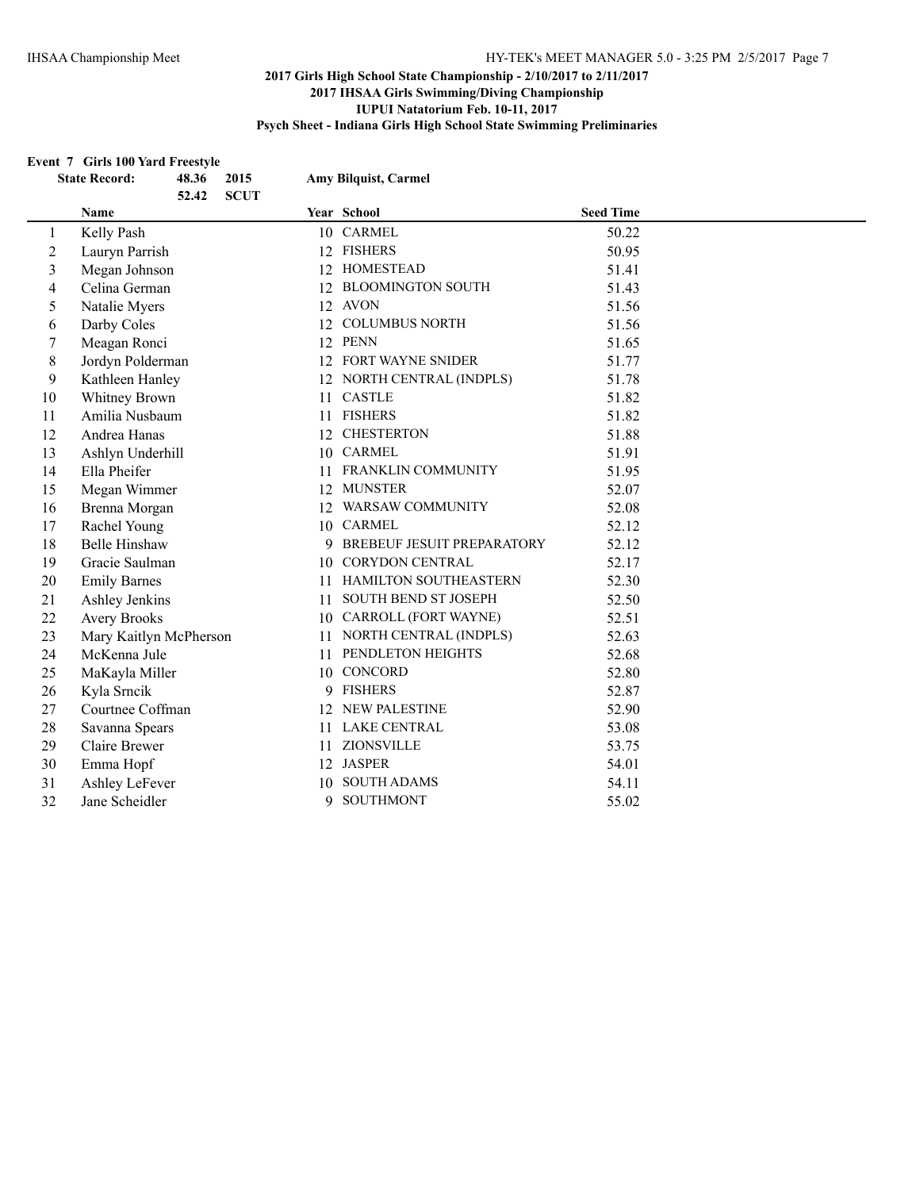# 2017 Girls High School State Championship - 2/10/2017 to 2/11/2017

## 2017 IHSAA Girls Swimming/Diving Championship

### IUPUI Natatorium Feb. 10-11, 2017

### Psych Sheet - Indiana Girls High School State Swimming Preliminaries

**Event 7 Girls 100 Yard Freestyle**

**State Record: 48.36 2015 Amy Bilquist, Carmel**

**52.42 SCUT**

| | Name | Year | School | Seed Time |
|---|---|---|---|---|
| 1 | Kelly Pash | 10 | CARMEL | 50.22 |
| 2 | Lauryn Parrish | 12 | FISHERS | 50.95 |
| 3 | Megan Johnson | 12 | HOMESTEAD | 51.41 |
| 4 | Celina German | 12 | BLOOMINGTON SOUTH | 51.43 |
| 5 | Natalie Myers | 12 | AVON | 51.56 |
| 6 | Darby Coles | 12 | COLUMBUS NORTH | 51.56 |
| 7 | Meagan Ronci | 12 | PENN | 51.65 |
| 8 | Jordyn Polderman | 12 | FORT WAYNE SNIDER | 51.77 |
| 9 | Kathleen Hanley | 12 | NORTH CENTRAL (INDPLS) | 51.78 |
| 10 | Whitney Brown | 11 | CASTLE | 51.82 |
| 11 | Amilia Nusbaum | 11 | FISHERS | 51.82 |
| 12 | Andrea Hanas | 12 | CHESTERTON | 51.88 |
| 13 | Ashlyn Underhill | 10 | CARMEL | 51.91 |
| 14 | Ella Pheifer | 11 | FRANKLIN COMMUNITY | 51.95 |
| 15 | Megan Wimmer | 12 | MUNSTER | 52.07 |
| 16 | Brenna Morgan | 12 | WARSAW COMMUNITY | 52.08 |
| 17 | Rachel Young | 10 | CARMEL | 52.12 |
| 18 | Belle Hinshaw | 9 | BREBEUF JESUIT PREPARATORY | 52.12 |
| 19 | Gracie Saulman | 10 | CORYDON CENTRAL | 52.17 |
| 20 | Emily Barnes | 11 | HAMILTON SOUTHEASTERN | 52.30 |
| 21 | Ashley Jenkins | 11 | SOUTH BEND ST JOSEPH | 52.50 |
| 22 | Avery Brooks | 10 | CARROLL (FORT WAYNE) | 52.51 |
| 23 | Mary Kaitlyn McPherson | 11 | NORTH CENTRAL (INDPLS) | 52.63 |
| 24 | McKenna Jule | 11 | PENDLETON HEIGHTS | 52.68 |
| 25 | MaKayla Miller | 10 | CONCORD | 52.80 |
| 26 | Kyla Srncik | 9 | FISHERS | 52.87 |
| 27 | Courtnee Coffman | 12 | NEW PALESTINE | 52.90 |
| 28 | Savanna Spears | 11 | LAKE CENTRAL | 53.08 |
| 29 | Claire Brewer | 11 | ZIONSVILLE | 53.75 |
| 30 | Emma Hopf | 12 | JASPER | 54.01 |
| 31 | Ashley LeFever | 10 | SOUTH ADAMS | 54.11 |
| 32 | Jane Scheidler | 9 | SOUTHMONT | 55.02 |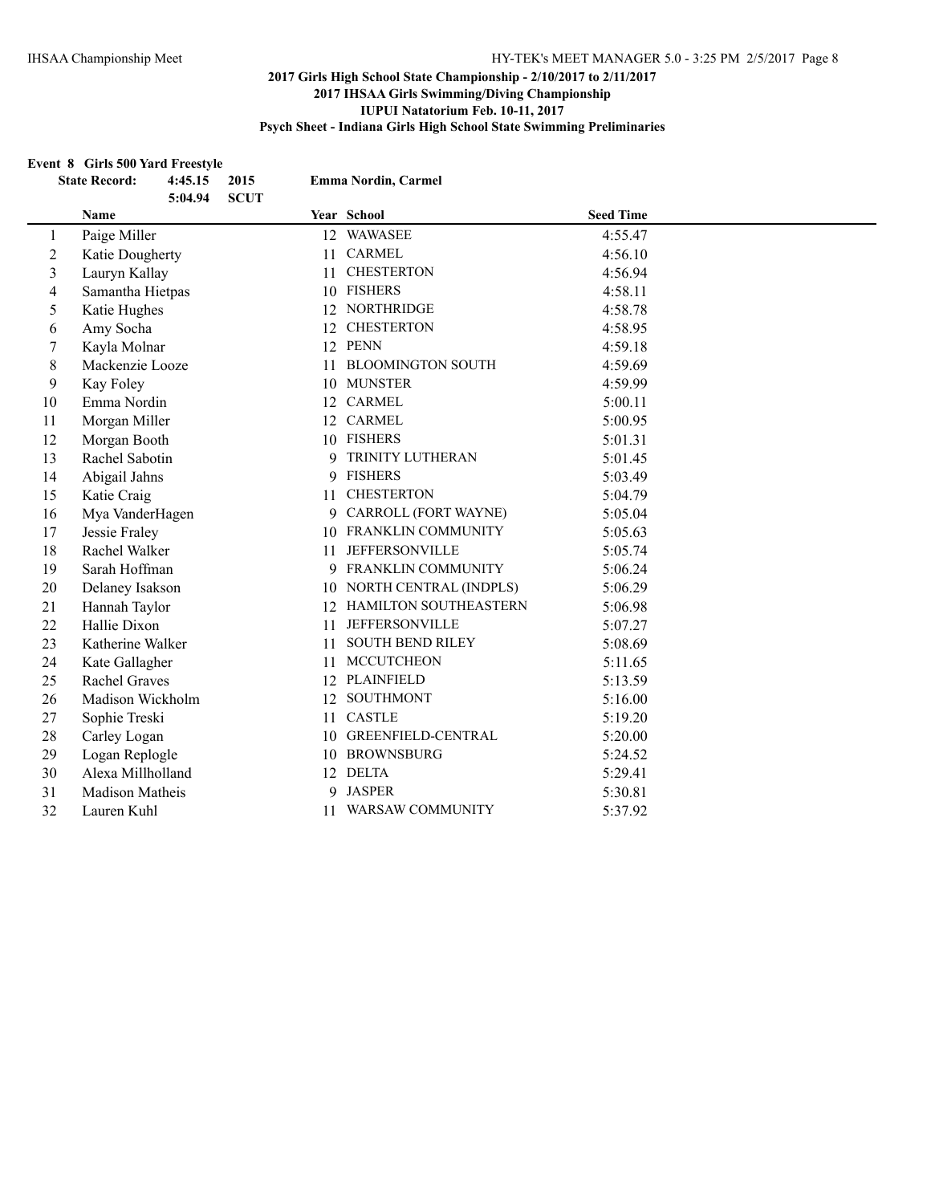## 2017 Girls High School State Championship - 2/10/2017 to 2/11/2017
## 2017 IHSAA Girls Swimming/Diving Championship
### IUPUI Natatorium Feb. 10-11, 2017
### Psych Sheet - Indiana Girls High School State Swimming Preliminaries

**Event 8 Girls 500 Yard Freestyle**

| State Record: | 4:45.15 | 2015 | Emma Nordin, Carmel |
|---|---|---|---|
| | 5:04.94 | SCUT | |

| | Name | Year | School | Seed Time |
|---|---|---|---|---|
| 1 | Paige Miller | 12 | WAWASEE | 4:55.47 |
| 2 | Katie Dougherty | 11 | CARMEL | 4:56.10 |
| 3 | Lauryn Kallay | 11 | CHESTERTON | 4:56.94 |
| 4 | Samantha Hietpas | 10 | FISHERS | 4:58.11 |
| 5 | Katie Hughes | 12 | NORTHRIDGE | 4:58.78 |
| 6 | Amy Socha | 12 | CHESTERTON | 4:58.95 |
| 7 | Kayla Molnar | 12 | PENN | 4:59.18 |
| 8 | Mackenzie Looze | 11 | BLOOMINGTON SOUTH | 4:59.69 |
| 9 | Kay Foley | 10 | MUNSTER | 4:59.99 |
| 10 | Emma Nordin | 12 | CARMEL | 5:00.11 |
| 11 | Morgan Miller | 12 | CARMEL | 5:00.95 |
| 12 | Morgan Booth | 10 | FISHERS | 5:01.31 |
| 13 | Rachel Sabotin | 9 | TRINITY LUTHERAN | 5:01.45 |
| 14 | Abigail Jahns | 9 | FISHERS | 5:03.49 |
| 15 | Katie Craig | 11 | CHESTERTON | 5:04.79 |
| 16 | Mya VanderHagen | 9 | CARROLL (FORT WAYNE) | 5:05.04 |
| 17 | Jessie Fraley | 10 | FRANKLIN COMMUNITY | 5:05.63 |
| 18 | Rachel Walker | 11 | JEFFERSONVILLE | 5:05.74 |
| 19 | Sarah Hoffman | 9 | FRANKLIN COMMUNITY | 5:06.24 |
| 20 | Delaney Isakson | 10 | NORTH CENTRAL (INDPLS) | 5:06.29 |
| 21 | Hannah Taylor | 12 | HAMILTON SOUTHEASTERN | 5:06.98 |
| 22 | Hallie Dixon | 11 | JEFFERSONVILLE | 5:07.27 |
| 23 | Katherine Walker | 11 | SOUTH BEND RILEY | 5:08.69 |
| 24 | Kate Gallagher | 11 | MCCUTCHEON | 5:11.65 |
| 25 | Rachel Graves | 12 | PLAINFIELD | 5:13.59 |
| 26 | Madison Wickholm | 12 | SOUTHMONT | 5:16.00 |
| 27 | Sophie Treski | 11 | CASTLE | 5:19.20 |
| 28 | Carley Logan | 10 | GREENFIELD-CENTRAL | 5:20.00 |
| 29 | Logan Replogle | 10 | BROWNSBURG | 5:24.52 |
| 30 | Alexa Millholland | 12 | DELTA | 5:29.41 |
| 31 | Madison Matheis | 9 | JASPER | 5:30.81 |
| 32 | Lauren Kuhl | 11 | WARSAW COMMUNITY | 5:37.92 |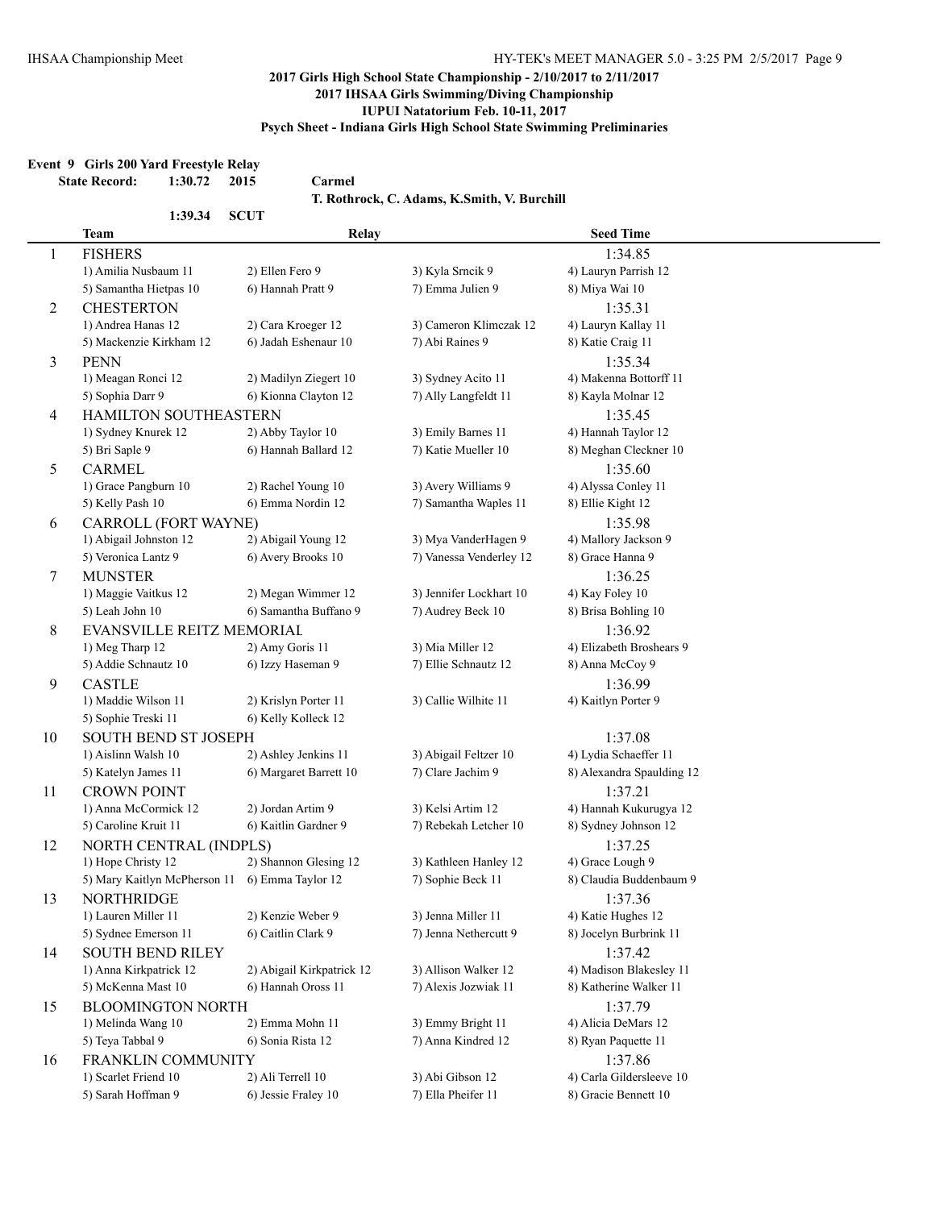**2017 Girls High School State Championship - 2/10/2017 to 2/11/2017**
**2017 IHSAA Girls Swimming/Diving Championship**
**IUPUI Natatorium Feb. 10-11, 2017**
**Psych Sheet - Indiana Girls High School State Swimming Preliminaries**

**Event 9 Girls 200 Yard Freestyle Relay**

**State Record: 1:30.72 2015 Carmel**
**T. Rothrock, C. Adams, K.Smith, V. Burchill**

**1:39.34 SCUT**

| | Team | Relay | | Seed Time |
|---|---|---|---|---|
| 1 | FISHERS | | | 1:34.85 |
| | 1) Amilia Nusbaum 11 | 2) Ellen Fero 9 | 3) Kyla Srncik 9 | 4) Lauryn Parrish 12 |
| | 5) Samantha Hietpas 10 | 6) Hannah Pratt 9 | 7) Emma Julien 9 | 8) Miya Wai 10 |
| 2 | CHESTERTON | | | 1:35.31 |
| | 1) Andrea Hanas 12 | 2) Cara Kroeger 12 | 3) Cameron Klimczak 12 | 4) Lauryn Kallay 11 |
| | 5) Mackenzie Kirkham 12 | 6) Jadah Eshenaur 10 | 7) Abi Raines 9 | 8) Katie Craig 11 |
| 3 | PENN | | | 1:35.34 |
| | 1) Meagan Ronci 12 | 2) Madilyn Ziegert 10 | 3) Sydney Acito 11 | 4) Makenna Bottorff 11 |
| | 5) Sophia Darr 9 | 6) Kionna Clayton 12 | 7) Ally Langfeldt 11 | 8) Kayla Molnar 12 |
| 4 | HAMILTON SOUTHEASTERN | | | 1:35.45 |
| | 1) Sydney Knurek 12 | 2) Abby Taylor 10 | 3) Emily Barnes 11 | 4) Hannah Taylor 12 |
| | 5) Bri Saple 9 | 6) Hannah Ballard 12 | 7) Katie Mueller 10 | 8) Meghan Cleckner 10 |
| 5 | CARMEL | | | 1:35.60 |
| | 1) Grace Pangburn 10 | 2) Rachel Young 10 | 3) Avery Williams 9 | 4) Alyssa Conley 11 |
| | 5) Kelly Pash 10 | 6) Emma Nordin 12 | 7) Samantha Waples 11 | 8) Ellie Kight 12 |
| 6 | CARROLL (FORT WAYNE) | | | 1:35.98 |
| | 1) Abigail Johnston 12 | 2) Abigail Young 12 | 3) Mya VanderHagen 9 | 4) Mallory Jackson 9 |
| | 5) Veronica Lantz 9 | 6) Avery Brooks 10 | 7) Vanessa Venderley 12 | 8) Grace Hanna 9 |
| 7 | MUNSTER | | | 1:36.25 |
| | 1) Maggie Vaitkus 12 | 2) Megan Wimmer 12 | 3) Jennifer Lockhart 10 | 4) Kay Foley 10 |
| | 5) Leah John 10 | 6) Samantha Buffano 9 | 7) Audrey Beck 10 | 8) Brisa Bohling 10 |
| 8 | EVANSVILLE REITZ MEMORIAL | | | 1:36.92 |
| | 1) Meg Tharp 12 | 2) Amy Goris 11 | 3) Mia Miller 12 | 4) Elizabeth Broshears 9 |
| | 5) Addie Schnautz 10 | 6) Izzy Haseman 9 | 7) Ellie Schnautz 12 | 8) Anna McCoy 9 |
| 9 | CASTLE | | | 1:36.99 |
| | 1) Maddie Wilson 11 | 2) Krislyn Porter 11 | 3) Callie Wilhite 11 | 4) Kaitlyn Porter 9 |
| | 5) Sophie Treski 11 | 6) Kelly Kolleck 12 | | |
| 10 | SOUTH BEND ST JOSEPH | | | 1:37.08 |
| | 1) Aislinn Walsh 10 | 2) Ashley Jenkins 11 | 3) Abigail Feltzer 10 | 4) Lydia Schaeffer 11 |
| | 5) Katelyn James 11 | 6) Margaret Barrett 10 | 7) Clare Jachim 9 | 8) Alexandra Spaulding 12 |
| 11 | CROWN POINT | | | 1:37.21 |
| | 1) Anna McCormick 12 | 2) Jordan Artim 9 | 3) Kelsi Artim 12 | 4) Hannah Kukurugya 12 |
| | 5) Caroline Kruit 11 | 6) Kaitlin Gardner 9 | 7) Rebekah Letcher 10 | 8) Sydney Johnson 12 |
| 12 | NORTH CENTRAL (INDPLS) | | | 1:37.25 |
| | 1) Hope Christy 12 | 2) Shannon Glesing 12 | 3) Kathleen Hanley 12 | 4) Grace Lough 9 |
| | 5) Mary Kaitlyn McPherson 11 | 6) Emma Taylor 12 | 7) Sophie Beck 11 | 8) Claudia Buddenbaum 9 |
| 13 | NORTHRIDGE | | | 1:37.36 |
| | 1) Lauren Miller 11 | 2) Kenzie Weber 9 | 3) Jenna Miller 11 | 4) Katie Hughes 12 |
| | 5) Sydnee Emerson 11 | 6) Caitlin Clark 9 | 7) Jenna Nethercutt 9 | 8) Jocelyn Burbrink 11 |
| 14 | SOUTH BEND RILEY | | | 1:37.42 |
| | 1) Anna Kirkpatrick 12 | 2) Abigail Kirkpatrick 12 | 3) Allison Walker 12 | 4) Madison Blakesley 11 |
| | 5) McKenna Mast 10 | 6) Hannah Oross 11 | 7) Alexis Jozwiak 11 | 8) Katherine Walker 11 |
| 15 | BLOOMINGTON NORTH | | | 1:37.79 |
| | 1) Melinda Wang 10 | 2) Emma Mohn 11 | 3) Emmy Bright 11 | 4) Alicia DeMars 12 |
| | 5) Teya Tabbal 9 | 6) Sonia Rista 12 | 7) Anna Kindred 12 | 8) Ryan Paquette 11 |
| 16 | FRANKLIN COMMUNITY | | | 1:37.86 |
| | 1) Scarlet Friend 10 | 2) Ali Terrell 10 | 3) Abi Gibson 12 | 4) Carla Gildersleeve 10 |
| | 5) Sarah Hoffman 9 | 6) Jessie Fraley 10 | 7) Ella Pheifer 11 | 8) Gracie Bennett 10 |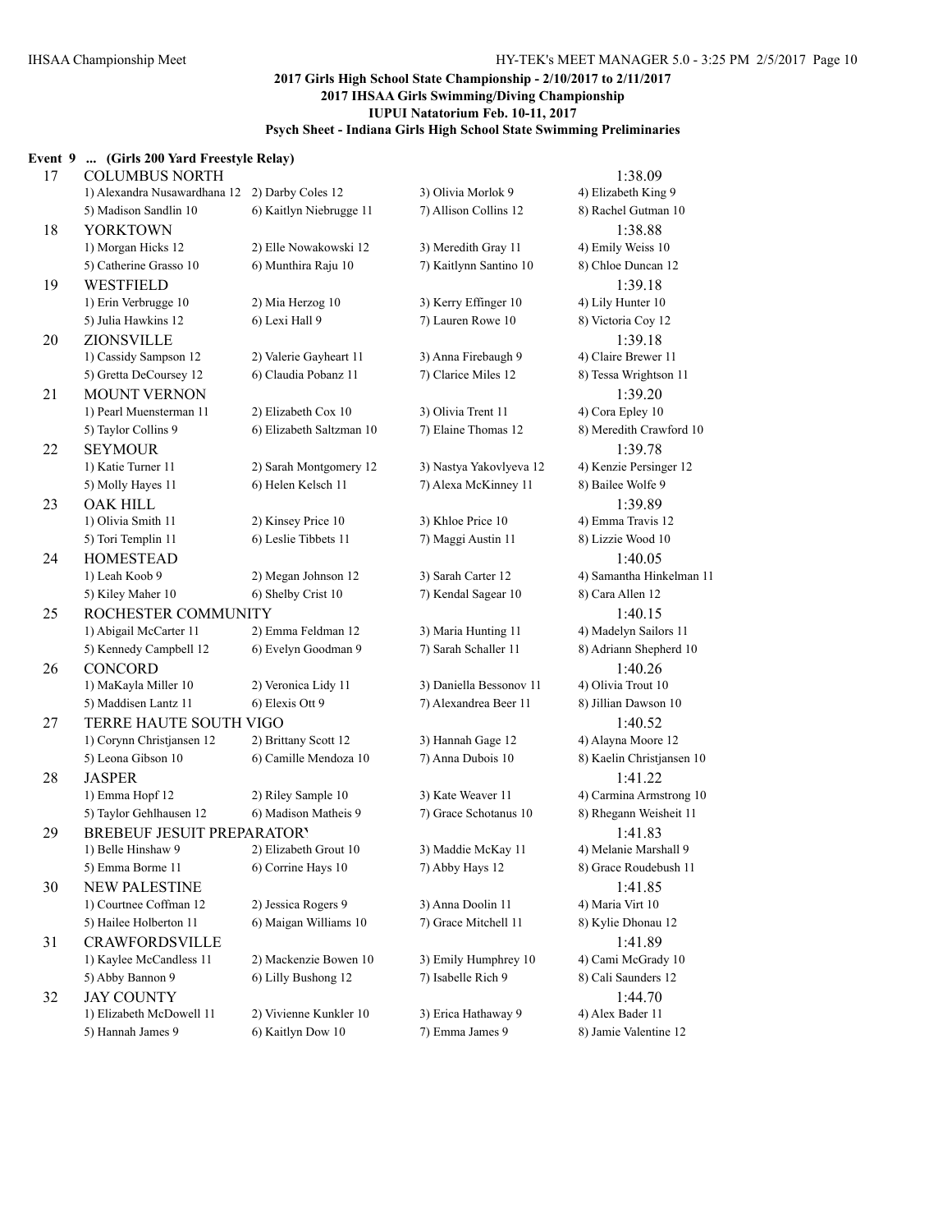**2017 Girls High School State Championship - 2/10/2017 to 2/11/2017**
**2017 IHSAA Girls Swimming/Diving Championship**
**IUPUI Natatorium Feb. 10-11, 2017**
**Psych Sheet - Indiana Girls High School State Swimming Preliminaries**

**Event 9 ... (Girls 200 Yard Freestyle Relay)**

| | | | | |
|---|---|---|---|---|
| 17 | COLUMBUS NORTH | | | 1:38.09 |
| | 1) Alexandra Nusawardhana 12 | 2) Darby Coles 12 | 3) Olivia Morlok 9 | 4) Elizabeth King 9 |
| | 5) Madison Sandlin 10 | 6) Kaitlyn Niebrugge 11 | 7) Allison Collins 12 | 8) Rachel Gutman 10 |
| 18 | YORKTOWN | | | 1:38.88 |
| | 1) Morgan Hicks 12 | 2) Elle Nowakowski 12 | 3) Meredith Gray 11 | 4) Emily Weiss 10 |
| | 5) Catherine Grasso 10 | 6) Munthira Raju 10 | 7) Kaitlynn Santino 10 | 8) Chloe Duncan 12 |
| 19 | WESTFIELD | | | 1:39.18 |
| | 1) Erin Verbrugge 10 | 2) Mia Herzog 10 | 3) Kerry Effinger 10 | 4) Lily Hunter 10 |
| | 5) Julia Hawkins 12 | 6) Lexi Hall 9 | 7) Lauren Rowe 10 | 8) Victoria Coy 12 |
| 20 | ZIONSVILLE | | | 1:39.18 |
| | 1) Cassidy Sampson 12 | 2) Valerie Gayheart 11 | 3) Anna Firebaugh 9 | 4) Claire Brewer 11 |
| | 5) Gretta DeCoursey 12 | 6) Claudia Pobanz 11 | 7) Clarice Miles 12 | 8) Tessa Wrightson 11 |
| 21 | MOUNT VERNON | | | 1:39.20 |
| | 1) Pearl Muensterman 11 | 2) Elizabeth Cox 10 | 3) Olivia Trent 11 | 4) Cora Epley 10 |
| | 5) Taylor Collins 9 | 6) Elizabeth Saltzman 10 | 7) Elaine Thomas 12 | 8) Meredith Crawford 10 |
| 22 | SEYMOUR | | | 1:39.78 |
| | 1) Katie Turner 11 | 2) Sarah Montgomery 12 | 3) Nastya Yakovlyeva 12 | 4) Kenzie Persinger 12 |
| | 5) Molly Hayes 11 | 6) Helen Kelsch 11 | 7) Alexa McKinney 11 | 8) Bailee Wolfe 9 |
| 23 | OAK HILL | | | 1:39.89 |
| | 1) Olivia Smith 11 | 2) Kinsey Price 10 | 3) Khloe Price 10 | 4) Emma Travis 12 |
| | 5) Tori Templin 11 | 6) Leslie Tibbets 11 | 7) Maggi Austin 11 | 8) Lizzie Wood 10 |
| 24 | HOMESTEAD | | | 1:40.05 |
| | 1) Leah Koob 9 | 2) Megan Johnson 12 | 3) Sarah Carter 12 | 4) Samantha Hinkelman 11 |
| | 5) Kiley Maher 10 | 6) Shelby Crist 10 | 7) Kendal Sagear 10 | 8) Cara Allen 12 |
| 25 | ROCHESTER COMMUNITY | | | 1:40.15 |
| | 1) Abigail McCarter 11 | 2) Emma Feldman 12 | 3) Maria Hunting 11 | 4) Madelyn Sailors 11 |
| | 5) Kennedy Campbell 12 | 6) Evelyn Goodman 9 | 7) Sarah Schaller 11 | 8) Adriann Shepherd 10 |
| 26 | CONCORD | | | 1:40.26 |
| | 1) MaKayla Miller 10 | 2) Veronica Lidy 11 | 3) Daniella Bessonov 11 | 4) Olivia Trout 10 |
| | 5) Maddisen Lantz 11 | 6) Elexis Ott 9 | 7) Alexandrea Beer 11 | 8) Jillian Dawson 10 |
| 27 | TERRE HAUTE SOUTH VIGO | | | 1:40.52 |
| | 1) Corynn Christjansen 12 | 2) Brittany Scott 12 | 3) Hannah Gage 12 | 4) Alayna Moore 12 |
| | 5) Leona Gibson 10 | 6) Camille Mendoza 10 | 7) Anna Dubois 10 | 8) Kaelin Christjansen 10 |
| 28 | JASPER | | | 1:41.22 |
| | 1) Emma Hopf 12 | 2) Riley Sample 10 | 3) Kate Weaver 11 | 4) Carmina Armstrong 10 |
| | 5) Taylor Gehlhausen 12 | 6) Madison Matheis 9 | 7) Grace Schotanus 10 | 8) Rhegann Weisheit 11 |
| 29 | BREBEUF JESUIT PREPARATORY | | | 1:41.83 |
| | 1) Belle Hinshaw 9 | 2) Elizabeth Grout 10 | 3) Maddie McKay 11 | 4) Melanie Marshall 9 |
| | 5) Emma Borme 11 | 6) Corrine Hays 10 | 7) Abby Hays 12 | 8) Grace Roudebush 11 |
| 30 | NEW PALESTINE | | | 1:41.85 |
| | 1) Courtnee Coffman 12 | 2) Jessica Rogers 9 | 3) Anna Doolin 11 | 4) Maria Virt 10 |
| | 5) Hailee Holberton 11 | 6) Maigan Williams 10 | 7) Grace Mitchell 11 | 8) Kylie Dhonau 12 |
| 31 | CRAWFORDSVILLE | | | 1:41.89 |
| | 1) Kaylee McCandless 11 | 2) Mackenzie Bowen 10 | 3) Emily Humphrey 10 | 4) Cami McGrady 10 |
| | 5) Abby Bannon 9 | 6) Lilly Bushong 12 | 7) Isabelle Rich 9 | 8) Cali Saunders 12 |
| 32 | JAY COUNTY | | | 1:44.70 |
| | 1) Elizabeth McDowell 11 | 2) Vivienne Kunkler 10 | 3) Erica Hathaway 9 | 4) Alex Bader 11 |
| | 5) Hannah James 9 | 6) Kaitlyn Dow 10 | 7) Emma James 9 | 8) Jamie Valentine 12 |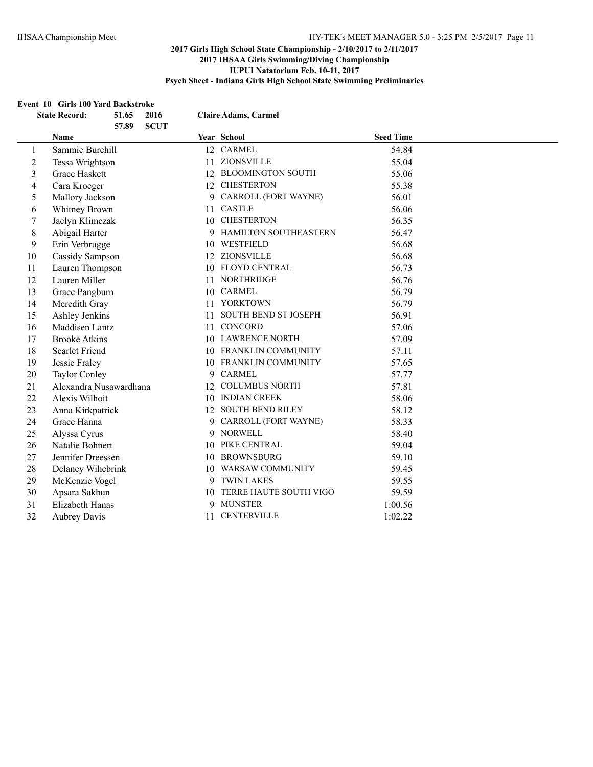## 2017 Girls High School State Championship - 2/10/2017 to 2/11/2017
## 2017 IHSAA Girls Swimming/Diving Championship
## IUPUI Natatorium Feb. 10-11, 2017
## Psych Sheet - Indiana Girls High School State Swimming Preliminaries

### Event 10 Girls 100 Yard Backstroke

**State Record:** 51.65 2016 **Claire Adams, Carmel**
57.89 **SCUT**

| | Name | Year | School | Seed Time |
|---|---|---|---|---|
| 1 | Sammie Burchill | 12 | CARMEL | 54.84 |
| 2 | Tessa Wrightson | 11 | ZIONSVILLE | 55.04 |
| 3 | Grace Haskett | 12 | BLOOMINGTON SOUTH | 55.06 |
| 4 | Cara Kroeger | 12 | CHESTERTON | 55.38 |
| 5 | Mallory Jackson | 9 | CARROLL (FORT WAYNE) | 56.01 |
| 6 | Whitney Brown | 11 | CASTLE | 56.06 |
| 7 | Jaclyn Klimczak | 10 | CHESTERTON | 56.35 |
| 8 | Abigail Harter | 9 | HAMILTON SOUTHEASTERN | 56.47 |
| 9 | Erin Verbrugge | 10 | WESTFIELD | 56.68 |
| 10 | Cassidy Sampson | 12 | ZIONSVILLE | 56.68 |
| 11 | Lauren Thompson | 10 | FLOYD CENTRAL | 56.73 |
| 12 | Lauren Miller | 11 | NORTHRIDGE | 56.76 |
| 13 | Grace Pangburn | 10 | CARMEL | 56.79 |
| 14 | Meredith Gray | 11 | YORKTOWN | 56.79 |
| 15 | Ashley Jenkins | 11 | SOUTH BEND ST JOSEPH | 56.91 |
| 16 | Maddisen Lantz | 11 | CONCORD | 57.06 |
| 17 | Brooke Atkins | 10 | LAWRENCE NORTH | 57.09 |
| 18 | Scarlet Friend | 10 | FRANKLIN COMMUNITY | 57.11 |
| 19 | Jessie Fraley | 10 | FRANKLIN COMMUNITY | 57.65 |
| 20 | Taylor Conley | 9 | CARMEL | 57.77 |
| 21 | Alexandra Nusawardhana | 12 | COLUMBUS NORTH | 57.81 |
| 22 | Alexis Wilhoit | 10 | INDIAN CREEK | 58.06 |
| 23 | Anna Kirkpatrick | 12 | SOUTH BEND RILEY | 58.12 |
| 24 | Grace Hanna | 9 | CARROLL (FORT WAYNE) | 58.33 |
| 25 | Alyssa Cyrus | 9 | NORWELL | 58.40 |
| 26 | Natalie Bohnert | 10 | PIKE CENTRAL | 59.04 |
| 27 | Jennifer Dreessen | 10 | BROWNSBURG | 59.10 |
| 28 | Delaney Wihebrink | 10 | WARSAW COMMUNITY | 59.45 |
| 29 | McKenzie Vogel | 9 | TWIN LAKES | 59.55 |
| 30 | Apsara Sakbun | 10 | TERRE HAUTE SOUTH VIGO | 59.59 |
| 31 | Elizabeth Hanas | 9 | MUNSTER | 1:00.56 |
| 32 | Aubrey Davis | 11 | CENTERVILLE | 1:02.22 |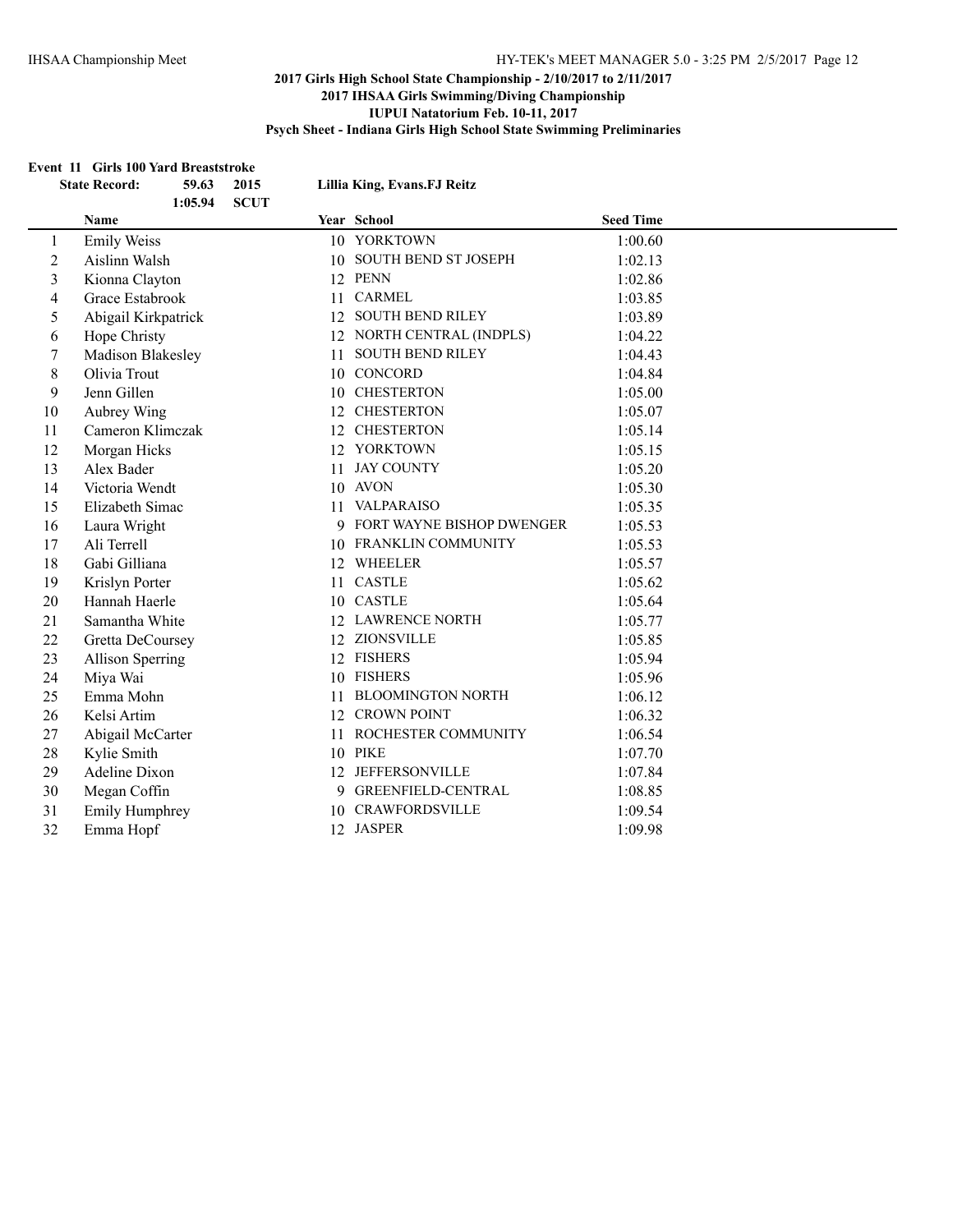**2017 Girls High School State Championship - 2/10/2017 to 2/11/2017**
**2017 IHSAA Girls Swimming/Diving Championship**
**IUPUI Natatorium Feb. 10-11, 2017**
**Psych Sheet - Indiana Girls High School State Swimming Preliminaries**

### Event 11 Girls 100 Yard Breaststroke

**State Record:** 59.63 2015 Lillia King, Evans.FJ Reitz
1:05.94 SCUT

| | Name | Year | School | Seed Time |
|---|---|---|---|---|
| 1 | Emily Weiss | 10 | YORKTOWN | 1:00.60 |
| 2 | Aislinn Walsh | 10 | SOUTH BEND ST JOSEPH | 1:02.13 |
| 3 | Kionna Clayton | 12 | PENN | 1:02.86 |
| 4 | Grace Estabrook | 11 | CARMEL | 1:03.85 |
| 5 | Abigail Kirkpatrick | 12 | SOUTH BEND RILEY | 1:03.89 |
| 6 | Hope Christy | 12 | NORTH CENTRAL (INDPLS) | 1:04.22 |
| 7 | Madison Blakesley | 11 | SOUTH BEND RILEY | 1:04.43 |
| 8 | Olivia Trout | 10 | CONCORD | 1:04.84 |
| 9 | Jenn Gillen | 10 | CHESTERTON | 1:05.00 |
| 10 | Aubrey Wing | 12 | CHESTERTON | 1:05.07 |
| 11 | Cameron Klimczak | 12 | CHESTERTON | 1:05.14 |
| 12 | Morgan Hicks | 12 | YORKTOWN | 1:05.15 |
| 13 | Alex Bader | 11 | JAY COUNTY | 1:05.20 |
| 14 | Victoria Wendt | 10 | AVON | 1:05.30 |
| 15 | Elizabeth Simac | 11 | VALPARAISO | 1:05.35 |
| 16 | Laura Wright | 9 | FORT WAYNE BISHOP DWENGER | 1:05.53 |
| 17 | Ali Terrell | 10 | FRANKLIN COMMUNITY | 1:05.53 |
| 18 | Gabi Gilliana | 12 | WHEELER | 1:05.57 |
| 19 | Krislyn Porter | 11 | CASTLE | 1:05.62 |
| 20 | Hannah Haerle | 10 | CASTLE | 1:05.64 |
| 21 | Samantha White | 12 | LAWRENCE NORTH | 1:05.77 |
| 22 | Gretta DeCoursey | 12 | ZIONSVILLE | 1:05.85 |
| 23 | Allison Sperring | 12 | FISHERS | 1:05.94 |
| 24 | Miya Wai | 10 | FISHERS | 1:05.96 |
| 25 | Emma Mohn | 11 | BLOOMINGTON NORTH | 1:06.12 |
| 26 | Kelsi Artim | 12 | CROWN POINT | 1:06.32 |
| 27 | Abigail McCarter | 11 | ROCHESTER COMMUNITY | 1:06.54 |
| 28 | Kylie Smith | 10 | PIKE | 1:07.70 |
| 29 | Adeline Dixon | 12 | JEFFERSONVILLE | 1:07.84 |
| 30 | Megan Coffin | 9 | GREENFIELD-CENTRAL | 1:08.85 |
| 31 | Emily Humphrey | 10 | CRAWFORDSVILLE | 1:09.54 |
| 32 | Emma Hopf | 12 | JASPER | 1:09.98 |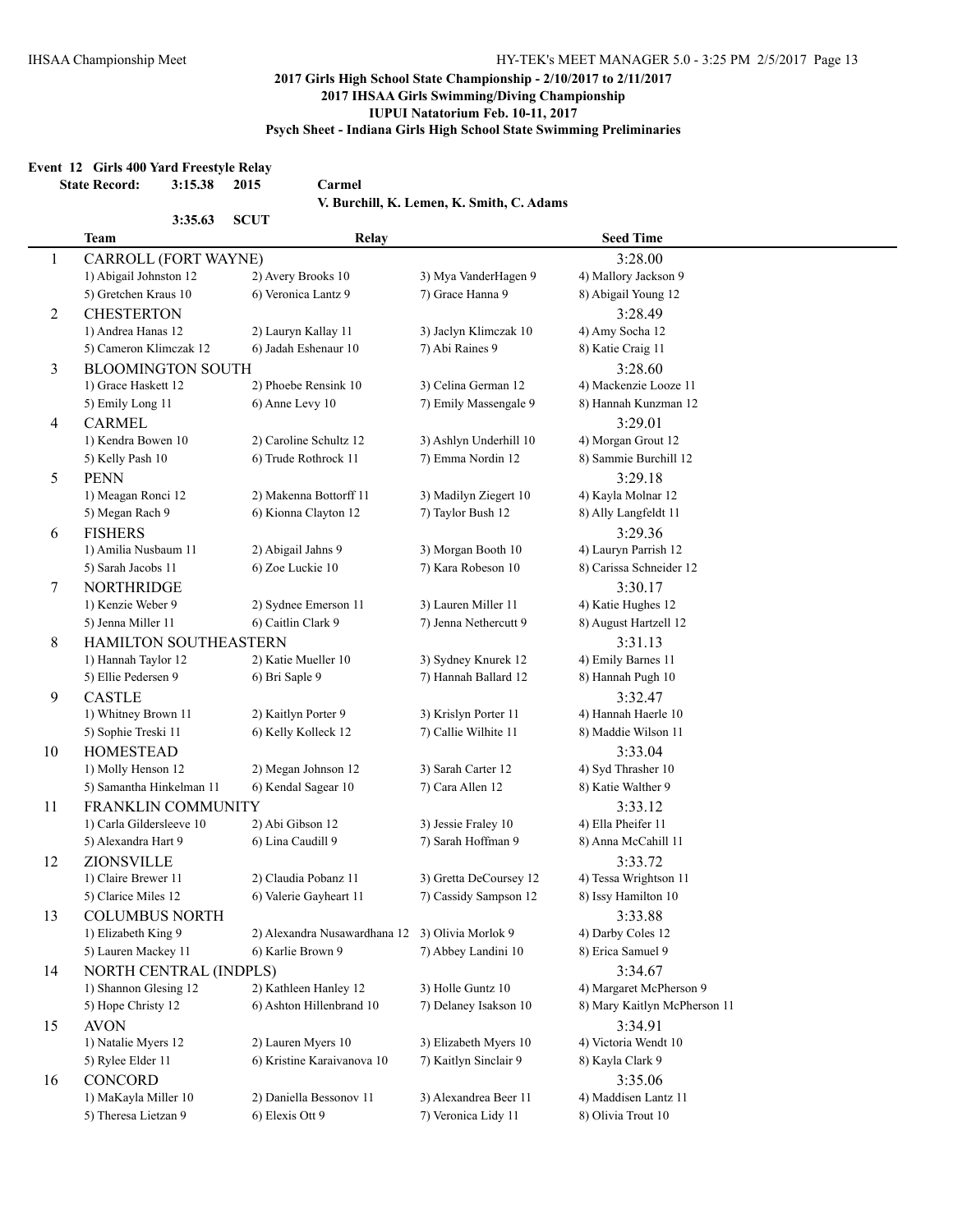## 2017 Girls High School State Championship - 2/10/2017 to 2/11/2017
## 2017 IHSAA Girls Swimming/Diving Championship
## IUPUI Natatorium Feb. 10-11, 2017
## Psych Sheet - Indiana Girls High School State Swimming Preliminaries

### Event 12 Girls 400 Yard Freestyle Relay

**State Record:** 3:15.38 2015 Carmel
V. Burchill, K. Lemen, K. Smith, C. Adams

3:35.63 SCUT

| | Team | Relay | | Seed Time |
|---|---|---|---|---|
| 1 | CARROLL (FORT WAYNE) | | | 3:28.00 |
| | 1) Abigail Johnston 12 | 2) Avery Brooks 10 | 3) Mya VanderHagen 9 | 4) Mallory Jackson 9 |
| | 5) Gretchen Kraus 10 | 6) Veronica Lantz 9 | 7) Grace Hanna 9 | 8) Abigail Young 12 |
| 2 | CHESTERTON | | | 3:28.49 |
| | 1) Andrea Hanas 12 | 2) Lauryn Kallay 11 | 3) Jaclyn Klimczak 10 | 4) Amy Socha 12 |
| | 5) Cameron Klimczak 12 | 6) Jadah Eshenaur 10 | 7) Abi Raines 9 | 8) Katie Craig 11 |
| 3 | BLOOMINGTON SOUTH | | | 3:28.60 |
| | 1) Grace Haskett 12 | 2) Phoebe Rensink 10 | 3) Celina German 12 | 4) Mackenzie Looze 11 |
| | 5) Emily Long 11 | 6) Anne Levy 10 | 7) Emily Massengale 9 | 8) Hannah Kunzman 12 |
| 4 | CARMEL | | | 3:29.01 |
| | 1) Kendra Bowen 10 | 2) Caroline Schultz 12 | 3) Ashlyn Underhill 10 | 4) Morgan Grout 12 |
| | 5) Kelly Pash 10 | 6) Trude Rothrock 11 | 7) Emma Nordin 12 | 8) Sammie Burchill 12 |
| 5 | PENN | | | 3:29.18 |
| | 1) Meagan Ronci 12 | 2) Makenna Bottorff 11 | 3) Madilyn Ziegert 10 | 4) Kayla Molnar 12 |
| | 5) Megan Rach 9 | 6) Kionna Clayton 12 | 7) Taylor Bush 12 | 8) Ally Langfeldt 11 |
| 6 | FISHERS | | | 3:29.36 |
| | 1) Amilia Nusbaum 11 | 2) Abigail Jahns 9 | 3) Morgan Booth 10 | 4) Lauryn Parrish 12 |
| | 5) Sarah Jacobs 11 | 6) Zoe Luckie 10 | 7) Kara Robeson 10 | 8) Carissa Schneider 12 |
| 7 | NORTHRIDGE | | | 3:30.17 |
| | 1) Kenzie Weber 9 | 2) Sydnee Emerson 11 | 3) Lauren Miller 11 | 4) Katie Hughes 12 |
| | 5) Jenna Miller 11 | 6) Caitlin Clark 9 | 7) Jenna Nethercutt 9 | 8) August Hartzell 12 |
| 8 | HAMILTON SOUTHEASTERN | | | 3:31.13 |
| | 1) Hannah Taylor 12 | 2) Katie Mueller 10 | 3) Sydney Knurek 12 | 4) Emily Barnes 11 |
| | 5) Ellie Pedersen 9 | 6) Bri Saple 9 | 7) Hannah Ballard 12 | 8) Hannah Pugh 10 |
| 9 | CASTLE | | | 3:32.47 |
| | 1) Whitney Brown 11 | 2) Kaitlyn Porter 9 | 3) Krislyn Porter 11 | 4) Hannah Haerle 10 |
| | 5) Sophie Treski 11 | 6) Kelly Kolleck 12 | 7) Callie Wilhite 11 | 8) Maddie Wilson 11 |
| 10 | HOMESTEAD | | | 3:33.04 |
| | 1) Molly Henson 12 | 2) Megan Johnson 12 | 3) Sarah Carter 12 | 4) Syd Thrasher 10 |
| | 5) Samantha Hinkelman 11 | 6) Kendal Sagear 10 | 7) Cara Allen 12 | 8) Katie Walther 9 |
| 11 | FRANKLIN COMMUNITY | | | 3:33.12 |
| | 1) Carla Gildersleeve 10 | 2) Abi Gibson 12 | 3) Jessie Fraley 10 | 4) Ella Pheifer 11 |
| | 5) Alexandra Hart 9 | 6) Lina Caudill 9 | 7) Sarah Hoffman 9 | 8) Anna McCahill 11 |
| 12 | ZIONSVILLE | | | 3:33.72 |
| | 1) Claire Brewer 11 | 2) Claudia Pobanz 11 | 3) Gretta DeCoursey 12 | 4) Tessa Wrightson 11 |
| | 5) Clarice Miles 12 | 6) Valerie Gayheart 11 | 7) Cassidy Sampson 12 | 8) Issy Hamilton 10 |
| 13 | COLUMBUS NORTH | | | 3:33.88 |
| | 1) Elizabeth King 9 | 2) Alexandra Nusawardhana 12 | 3) Olivia Morlok 9 | 4) Darby Coles 12 |
| | 5) Lauren Mackey 11 | 6) Karlie Brown 9 | 7) Abbey Landini 10 | 8) Erica Samuel 9 |
| 14 | NORTH CENTRAL (INDPLS) | | | 3:34.67 |
| | 1) Shannon Glesing 12 | 2) Kathleen Hanley 12 | 3) Holle Guntz 10 | 4) Margaret McPherson 9 |
| | 5) Hope Christy 12 | 6) Ashton Hillenbrand 10 | 7) Delaney Isakson 10 | 8) Mary Kaitlyn McPherson 11 |
| 15 | AVON | | | 3:34.91 |
| | 1) Natalie Myers 12 | 2) Lauren Myers 10 | 3) Elizabeth Myers 10 | 4) Victoria Wendt 10 |
| | 5) Rylee Elder 11 | 6) Kristine Karaivanova 10 | 7) Kaitlyn Sinclair 9 | 8) Kayla Clark 9 |
| 16 | CONCORD | | | 3:35.06 |
| | 1) MaKayla Miller 10 | 2) Daniella Bessonov 11 | 3) Alexandrea Beer 11 | 4) Maddisen Lantz 11 |
| | 5) Theresa Lietzan 9 | 6) Elexis Ott 9 | 7) Veronica Lidy 11 | 8) Olivia Trout 10 |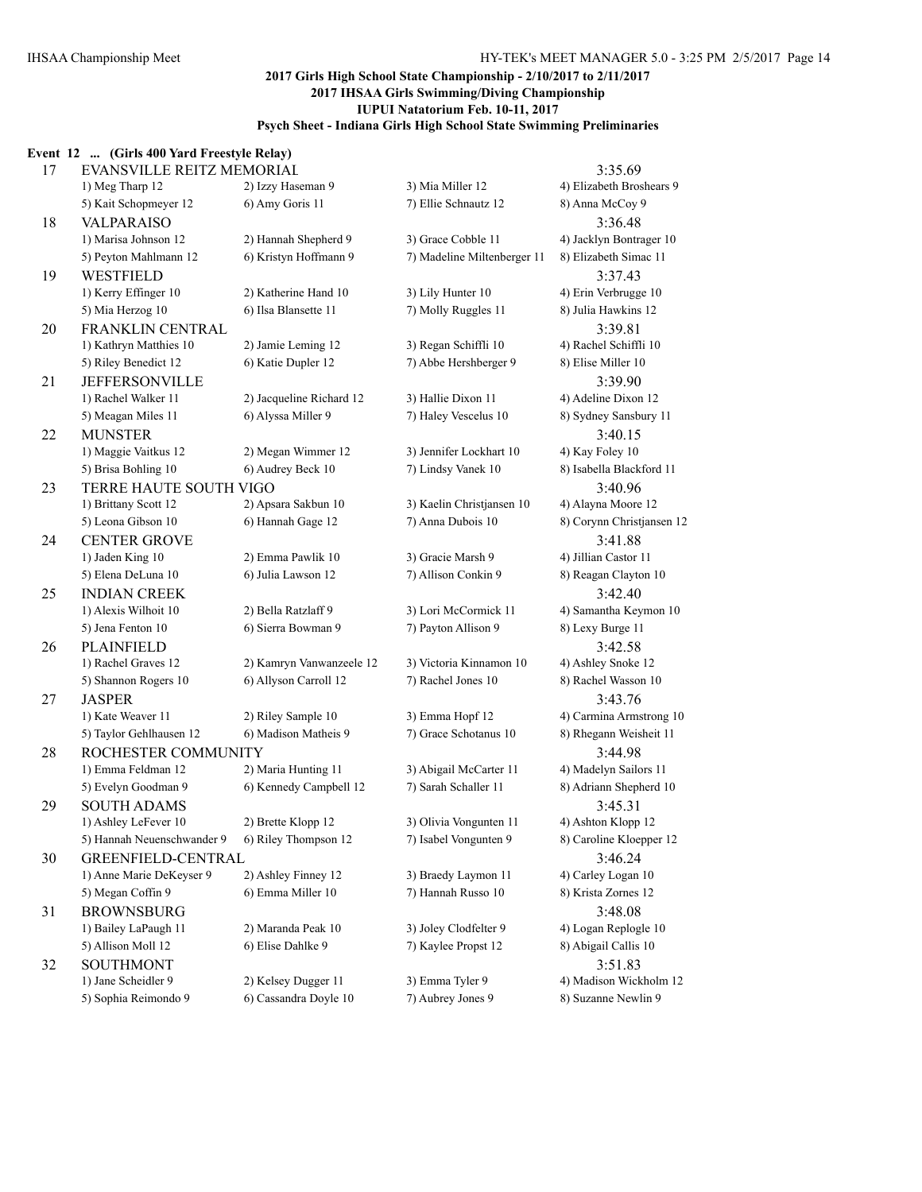**2017 Girls High School State Championship - 2/10/2017 to 2/11/2017**
**2017 IHSAA Girls Swimming/Diving Championship**
**IUPUI Natatorium Feb. 10-11, 2017**
**Psych Sheet - Indiana Girls High School State Swimming Preliminaries**

**Event 12 ... (Girls 400 Yard Freestyle Relay)**

| | | | | |
|---|---|---|---|---|
| 17 | EVANSVILLE REITZ MEMORIAL | | | 3:35.69 |
| | 1) Meg Tharp 12 | 2) Izzy Haseman 9 | 3) Mia Miller 12 | 4) Elizabeth Broshears 9 |
| | 5) Kait Schopmeyer 12 | 6) Amy Goris 11 | 7) Ellie Schnautz 12 | 8) Anna McCoy 9 |
| 18 | VALPARAISO | | | 3:36.48 |
| | 1) Marisa Johnson 12 | 2) Hannah Shepherd 9 | 3) Grace Cobble 11 | 4) Jacklyn Bontrager 10 |
| | 5) Peyton Mahlmann 12 | 6) Kristyn Hoffmann 9 | 7) Madeline Miltenberger 11 | 8) Elizabeth Simac 11 |
| 19 | WESTFIELD | | | 3:37.43 |
| | 1) Kerry Effinger 10 | 2) Katherine Hand 10 | 3) Lily Hunter 10 | 4) Erin Verbrugge 10 |
| | 5) Mia Herzog 10 | 6) Ilsa Blansette 11 | 7) Molly Ruggles 11 | 8) Julia Hawkins 12 |
| 20 | FRANKLIN CENTRAL | | | 3:39.81 |
| | 1) Kathryn Matthies 10 | 2) Jamie Leming 12 | 3) Regan Schiffli 10 | 4) Rachel Schiffli 10 |
| | 5) Riley Benedict 12 | 6) Katie Dupler 12 | 7) Abbe Hershberger 9 | 8) Elise Miller 10 |
| 21 | JEFFERSONVILLE | | | 3:39.90 |
| | 1) Rachel Walker 11 | 2) Jacqueline Richard 12 | 3) Hallie Dixon 11 | 4) Adeline Dixon 12 |
| | 5) Meagan Miles 11 | 6) Alyssa Miller 9 | 7) Haley Vescelus 10 | 8) Sydney Sansbury 11 |
| 22 | MUNSTER | | | 3:40.15 |
| | 1) Maggie Vaitkus 12 | 2) Megan Wimmer 12 | 3) Jennifer Lockhart 10 | 4) Kay Foley 10 |
| | 5) Brisa Bohling 10 | 6) Audrey Beck 10 | 7) Lindsy Vanek 10 | 8) Isabella Blackford 11 |
| 23 | TERRE HAUTE SOUTH VIGO | | | 3:40.96 |
| | 1) Brittany Scott 12 | 2) Apsara Sakbun 10 | 3) Kaelin Christjansen 10 | 4) Alayna Moore 12 |
| | 5) Leona Gibson 10 | 6) Hannah Gage 12 | 7) Anna Dubois 10 | 8) Corynn Christjansen 12 |
| 24 | CENTER GROVE | | | 3:41.88 |
| | 1) Jaden King 10 | 2) Emma Pawlik 10 | 3) Gracie Marsh 9 | 4) Jillian Castor 11 |
| | 5) Elena DeLuna 10 | 6) Julia Lawson 12 | 7) Allison Conkin 9 | 8) Reagan Clayton 10 |
| 25 | INDIAN CREEK | | | 3:42.40 |
| | 1) Alexis Wilhoit 10 | 2) Bella Ratzlaff 9 | 3) Lori McCormick 11 | 4) Samantha Keymon 10 |
| | 5) Jena Fenton 10 | 6) Sierra Bowman 9 | 7) Payton Allison 9 | 8) Lexy Burge 11 |
| 26 | PLAINFIELD | | | 3:42.58 |
| | 1) Rachel Graves 12 | 2) Kamryn Vanwanzeele 12 | 3) Victoria Kinnamon 10 | 4) Ashley Snoke 12 |
| | 5) Shannon Rogers 10 | 6) Allyson Carroll 12 | 7) Rachel Jones 10 | 8) Rachel Wasson 10 |
| 27 | JASPER | | | 3:43.76 |
| | 1) Kate Weaver 11 | 2) Riley Sample 10 | 3) Emma Hopf 12 | 4) Carmina Armstrong 10 |
| | 5) Taylor Gehlhausen 12 | 6) Madison Matheis 9 | 7) Grace Schotanus 10 | 8) Rhegann Weisheit 11 |
| 28 | ROCHESTER COMMUNITY | | | 3:44.98 |
| | 1) Emma Feldman 12 | 2) Maria Hunting 11 | 3) Abigail McCarter 11 | 4) Madelyn Sailors 11 |
| | 5) Evelyn Goodman 9 | 6) Kennedy Campbell 12 | 7) Sarah Schaller 11 | 8) Adriann Shepherd 10 |
| 29 | SOUTH ADAMS | | | 3:45.31 |
| | 1) Ashley LeFever 10 | 2) Brette Klopp 12 | 3) Olivia Vongunten 11 | 4) Ashton Klopp 12 |
| | 5) Hannah Neuenschwander 9 | 6) Riley Thompson 12 | 7) Isabel Vongunten 9 | 8) Caroline Kloepper 12 |
| 30 | GREENFIELD-CENTRAL | | | 3:46.24 |
| | 1) Anne Marie DeKeyser 9 | 2) Ashley Finney 12 | 3) Braedy Laymon 11 | 4) Carley Logan 10 |
| | 5) Megan Coffin 9 | 6) Emma Miller 10 | 7) Hannah Russo 10 | 8) Krista Zornes 12 |
| 31 | BROWNSBURG | | | 3:48.08 |
| | 1) Bailey LaPaugh 11 | 2) Maranda Peak 10 | 3) Joley Clodfelter 9 | 4) Logan Replogle 10 |
| | 5) Allison Moll 12 | 6) Elise Dahlke 9 | 7) Kaylee Propst 12 | 8) Abigail Callis 10 |
| 32 | SOUTHMONT | | | 3:51.83 |
| | 1) Jane Scheidler 9 | 2) Kelsey Dugger 11 | 3) Emma Tyler 9 | 4) Madison Wickholm 12 |
| | 5) Sophia Reimondo 9 | 6) Cassandra Doyle 10 | 7) Aubrey Jones 9 | 8) Suzanne Newlin 9 |